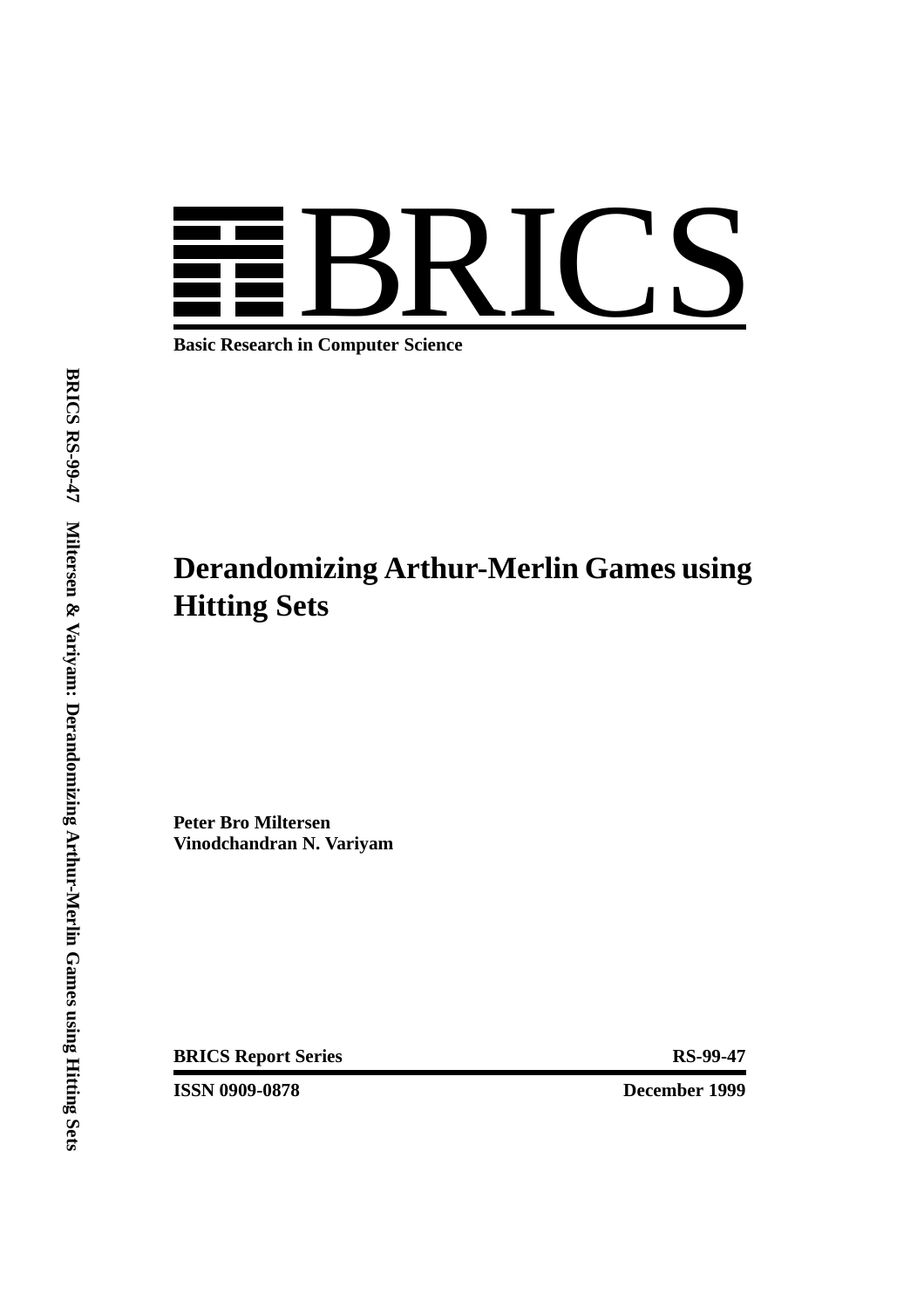# BRICS

**Basic Research in Computer Science**

**BRICS RS-99-47 Miltersen & Variyam: Derandomizing Arthur-Merlin Games using Hitting Sets**

# Derandomizing Arthur-Merlin Games using Hitting Sets

**Peter Bro Miltersen**
**Vinodchandran N. Variyam**

**BRICS Report Series** **RS-99-47**

**ISSN 0909-0878** **December 1999**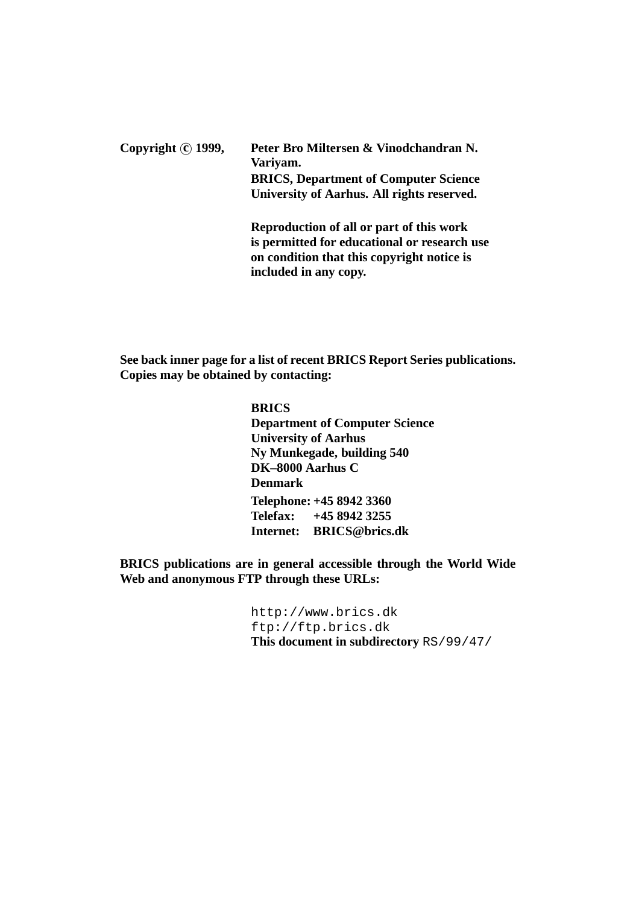**Copyright © 1999, Peter Bro Miltersen & Vinodchandran N. Variyam.**
**BRICS, Department of Computer Science**
**University of Aarhus. All rights reserved.**

**Reproduction of all or part of this work is permitted for educational or research use on condition that this copyright notice is included in any copy.**

**See back inner page for a list of recent BRICS Report Series publications. Copies may be obtained by contacting:**

**BRICS**
**Department of Computer Science**
**University of Aarhus**
**Ny Munkegade, building 540**
**DK–8000 Aarhus C**
**Denmark**
**Telephone: +45 8942 3360**
**Telefax: +45 8942 3255**
**Internet: BRICS@brics.dk**

**BRICS publications are in general accessible through the World Wide Web and anonymous FTP through these URLs:**

```
http://www.brics.dk
ftp://ftp.brics.dk
```

**This document in subdirectory** `RS/99/47/`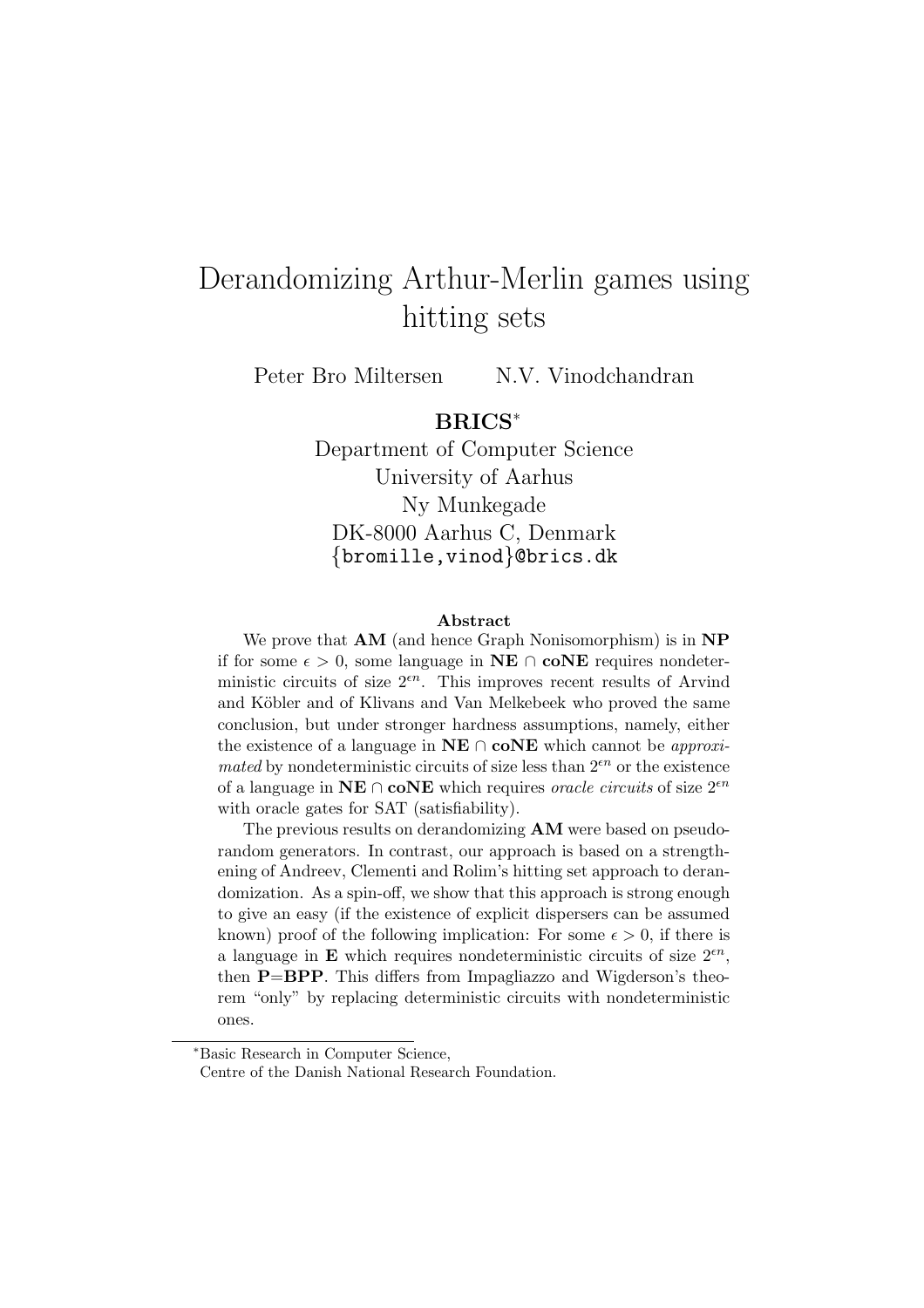# Derandomizing Arthur-Merlin games using hitting sets

Peter Bro Miltersen N.V. Vinodchandran

**BRICS**[*]

Department of Computer Science
University of Aarhus
Ny Munkegade
DK-8000 Aarhus C, Denmark
{bromille,vinod}@brics.dk

### Abstract

We prove that **AM** (and hence Graph Nonisomorphism) is in **NP** if for some $\epsilon > 0$, some language in **NE** $\cap$ **coNE** requires nondeterministic circuits of size $2^{\epsilon n}$. This improves recent results of Arvind and Köbler and of Klivans and Van Melkebeek who proved the same conclusion, but under stronger hardness assumptions, namely, either the existence of a language in **NE** $\cap$ **coNE** which cannot be *approximated* by nondeterministic circuits of size less than $2^{\epsilon n}$ or the existence of a language in **NE** $\cap$ **coNE** which requires *oracle circuits* of size $2^{\epsilon n}$ with oracle gates for SAT (satisfiability).

The previous results on derandomizing **AM** were based on pseudorandom generators. In contrast, our approach is based on a strengthening of Andreev, Clementi and Rolim's hitting set approach to derandomization. As a spin-off, we show that this approach is strong enough to give an easy (if the existence of explicit dispersers can be assumed known) proof of the following implication: For some $\epsilon > 0$, if there is a language in **E** which requires nondeterministic circuits of size $2^{\epsilon n}$, then **P**=**BPP**. This differs from Impagliazzo and Wigderson's theorem "only" by replacing deterministic circuits with nondeterministic ones.

[*]Basic Research in Computer Science,
Centre of the Danish National Research Foundation.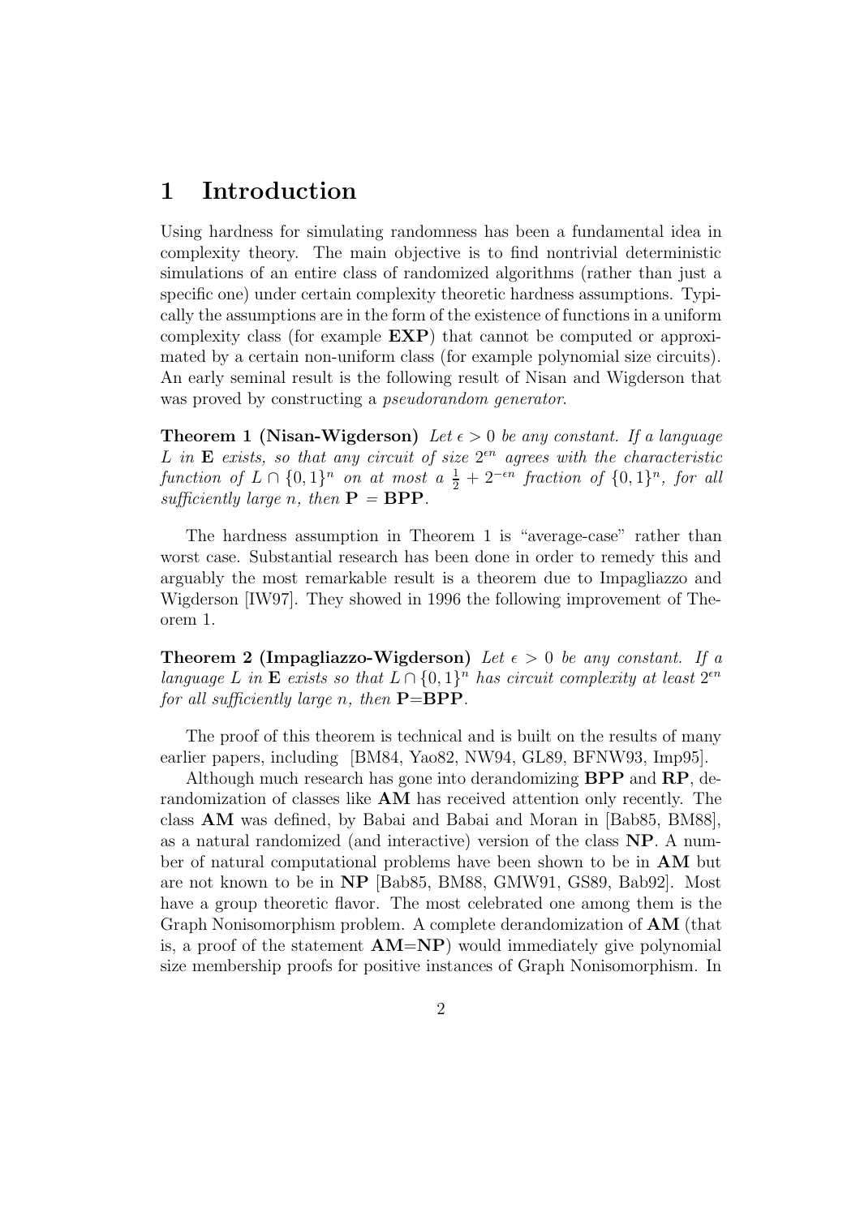# 1 Introduction

Using hardness for simulating randomness has been a fundamental idea in complexity theory. The main objective is to find nontrivial deterministic simulations of an entire class of randomized algorithms (rather than just a specific one) under certain complexity theoretic hardness assumptions. Typically the assumptions are in the form of the existence of functions in a uniform complexity class (for example **EXP**) that cannot be computed or approximated by a certain non-uniform class (for example polynomial size circuits). An early seminal result is the following result of Nisan and Wigderson that was proved by constructing a *pseudorandom generator*.

**Theorem 1 (Nisan-Wigderson)** *Let $\epsilon > 0$ be any constant. If a language $L$ in **E** exists, so that any circuit of size $2^{\epsilon n}$ agrees with the characteristic function of $L \cap \{0,1\}^n$ on at most a $\frac{1}{2} + 2^{-\epsilon n}$ fraction of $\{0,1\}^n$, for all sufficiently large $n$, then $\mathbf{P} = \mathbf{BPP}$.*

The hardness assumption in Theorem 1 is "average-case" rather than worst case. Substantial research has been done in order to remedy this and arguably the most remarkable result is a theorem due to Impagliazzo and Wigderson [IW97]. They showed in 1996 the following improvement of Theorem 1.

**Theorem 2 (Impagliazzo-Wigderson)** *Let $\epsilon > 0$ be any constant. If a language $L$ in **E** exists so that $L \cap \{0,1\}^n$ has circuit complexity at least $2^{\epsilon n}$ for all sufficiently large $n$, then $\mathbf{P}=\mathbf{BPP}$.*

The proof of this theorem is technical and is built on the results of many earlier papers, including [BM84, Yao82, NW94, GL89, BFNW93, Imp95].

Although much research has gone into derandomizing **BPP** and **RP**, derandomization of classes like **AM** has received attention only recently. The class **AM** was defined, by Babai and Babai and Moran in [Bab85, BM88], as a natural randomized (and interactive) version of the class **NP**. A number of natural computational problems have been shown to be in **AM** but are not known to be in **NP** [Bab85, BM88, GMW91, GS89, Bab92]. Most have a group theoretic flavor. The most celebrated one among them is the Graph Nonisomorphism problem. A complete derandomization of **AM** (that is, a proof of the statement **AM**=**NP**) would immediately give polynomial size membership proofs for positive instances of Graph Nonisomorphism. In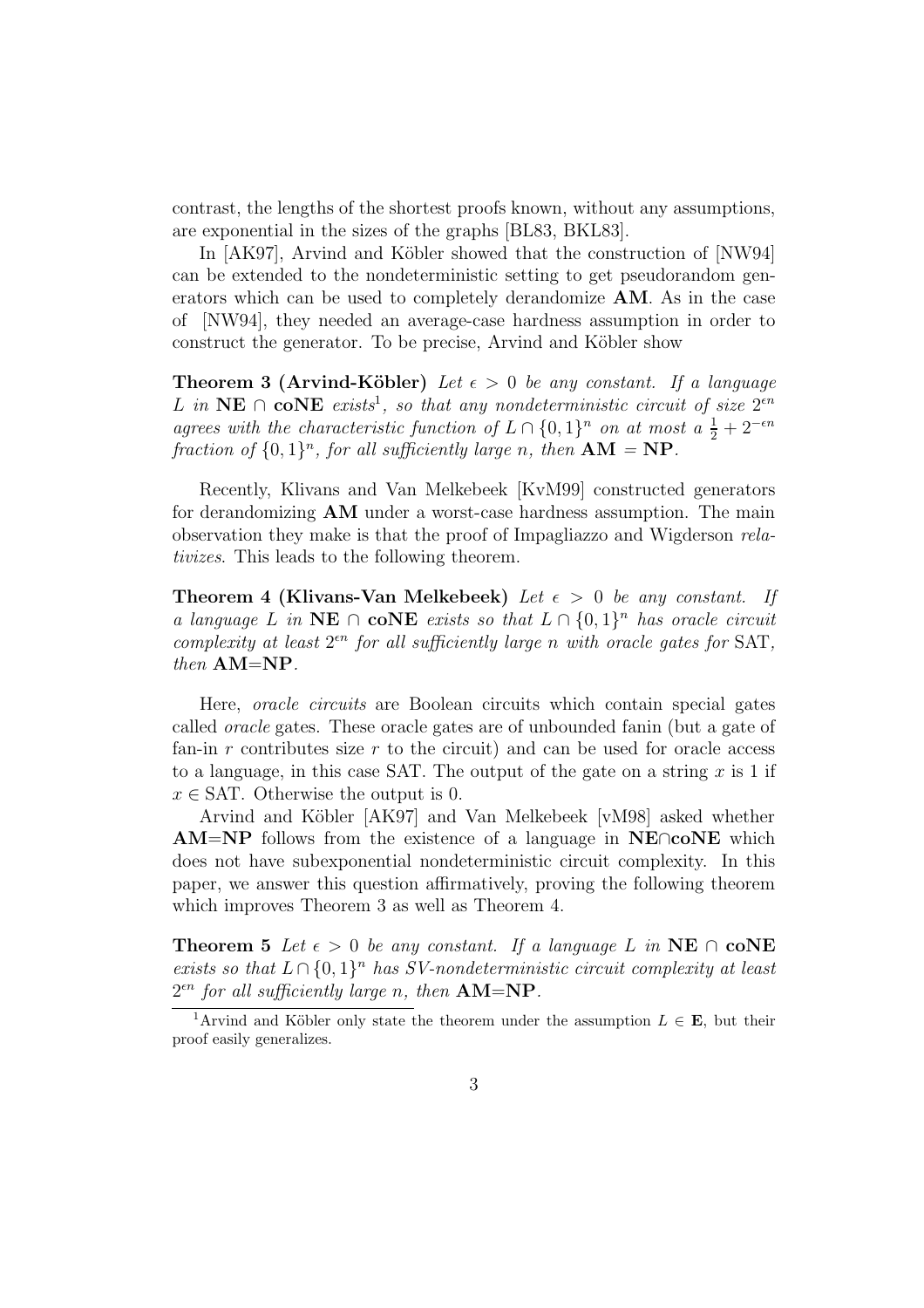contrast, the lengths of the shortest proofs known, without any assumptions, are exponential in the sizes of the graphs [BL83, BKL83].

In [AK97], Arvind and Köbler showed that the construction of [NW94] can be extended to the nondeterministic setting to get pseudorandom generators which can be used to completely derandomize **AM**. As in the case of [NW94], they needed an average-case hardness assumption in order to construct the generator. To be precise, Arvind and Köbler show

**Theorem 3 (Arvind-Köbler)** *Let $\epsilon > 0$ be any constant. If a language $L$ in $\mathbf{NE} \cap \mathbf{coNE}$ exists*[1]*, so that any nondeterministic circuit of size $2^{\epsilon n}$ agrees with the characteristic function of $L \cap \{0,1\}^n$ on at most a $\frac{1}{2} + 2^{-\epsilon n}$ fraction of $\{0,1\}^n$, for all sufficiently large $n$, then $\mathbf{AM} = \mathbf{NP}$.*

Recently, Klivans and Van Melkebeek [KvM99] constructed generators for derandomizing **AM** under a worst-case hardness assumption. The main observation they make is that the proof of Impagliazzo and Wigderson *relativizes*. This leads to the following theorem.

**Theorem 4 (Klivans-Van Melkebeek)** *Let $\epsilon > 0$ be any constant. If a language $L$ in $\mathbf{NE} \cap \mathbf{coNE}$ exists so that $L \cap \{0,1\}^n$ has oracle circuit complexity at least $2^{\epsilon n}$ for all sufficiently large $n$ with oracle gates for SAT, then $\mathbf{AM}$=$\mathbf{NP}$.*

Here, *oracle circuits* are Boolean circuits which contain special gates called *oracle* gates. These oracle gates are of unbounded fanin (but a gate of fan-in $r$ contributes size $r$ to the circuit) and can be used for oracle access to a language, in this case SAT. The output of the gate on a string $x$ is 1 if $x \in$ SAT. Otherwise the output is 0.

Arvind and Köbler [AK97] and Van Melkebeek [vM98] asked whether **AM**=**NP** follows from the existence of a language in **NE**∩**coNE** which does not have subexponential nondeterministic circuit complexity. In this paper, we answer this question affirmatively, proving the following theorem which improves Theorem 3 as well as Theorem 4.

**Theorem 5** *Let $\epsilon > 0$ be any constant. If a language $L$ in $\mathbf{NE} \cap \mathbf{coNE}$ exists so that $L \cap \{0,1\}^n$ has SV-nondeterministic circuit complexity at least $2^{\epsilon n}$ for all sufficiently large $n$, then $\mathbf{AM}$=$\mathbf{NP}$.*

[1] Arvind and Köbler only state the theorem under the assumption $L \in \mathbf{E}$, but their proof easily generalizes.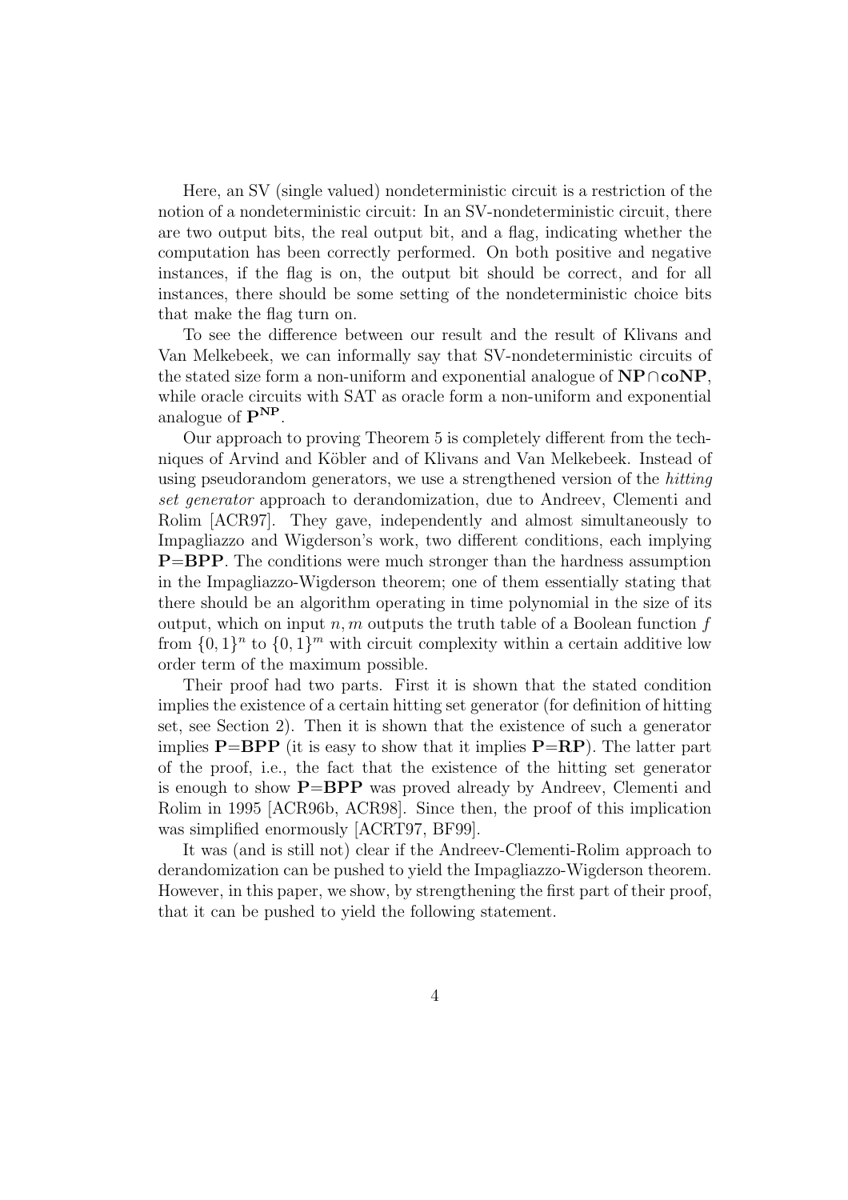Here, an SV (single valued) nondeterministic circuit is a restriction of the notion of a nondeterministic circuit: In an SV-nondeterministic circuit, there are two output bits, the real output bit, and a flag, indicating whether the computation has been correctly performed. On both positive and negative instances, if the flag is on, the output bit should be correct, and for all instances, there should be some setting of the nondeterministic choice bits that make the flag turn on.

To see the difference between our result and the result of Klivans and Van Melkebeek, we can informally say that SV-nondeterministic circuits of the stated size form a non-uniform and exponential analogue of **NP**$\cap$**coNP**, while oracle circuits with SAT as oracle form a non-uniform and exponential analogue of $\mathbf{P^{NP}}$.

Our approach to proving Theorem 5 is completely different from the techniques of Arvind and Köbler and of Klivans and Van Melkebeek. Instead of using pseudorandom generators, we use a strengthened version of the *hitting set generator* approach to derandomization, due to Andreev, Clementi and Rolim [ACR97]. They gave, independently and almost simultaneously to Impagliazzo and Wigderson's work, two different conditions, each implying **P**=**BPP**. The conditions were much stronger than the hardness assumption in the Impagliazzo-Wigderson theorem; one of them essentially stating that there should be an algorithm operating in time polynomial in the size of its output, which on input $n, m$ outputs the truth table of a Boolean function $f$ from $\{0,1\}^n$ to $\{0,1\}^m$ with circuit complexity within a certain additive low order term of the maximum possible.

Their proof had two parts. First it is shown that the stated condition implies the existence of a certain hitting set generator (for definition of hitting set, see Section 2). Then it is shown that the existence of such a generator implies **P**=**BPP** (it is easy to show that it implies **P**=**RP**). The latter part of the proof, i.e., the fact that the existence of the hitting set generator is enough to show **P**=**BPP** was proved already by Andreev, Clementi and Rolim in 1995 [ACR96b, ACR98]. Since then, the proof of this implication was simplified enormously [ACRT97, BF99].

It was (and is still not) clear if the Andreev-Clementi-Rolim approach to derandomization can be pushed to yield the Impagliazzo-Wigderson theorem. However, in this paper, we show, by strengthening the first part of their proof, that it can be pushed to yield the following statement.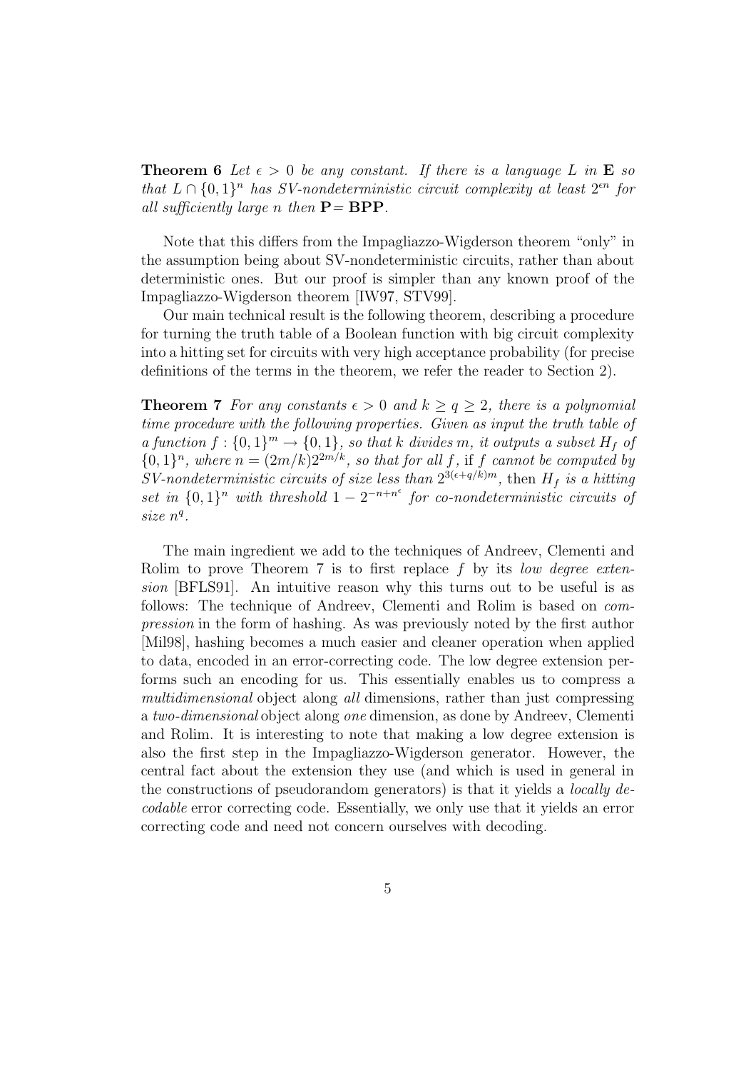**Theorem 6** *Let $\epsilon > 0$ be any constant. If there is a language $L$ in* **E** *so that $L \cap \{0,1\}^n$ has SV-nondeterministic circuit complexity at least $2^{\epsilon n}$ for all sufficiently large $n$ then* **P** = **BPP**.

Note that this differs from the Impagliazzo-Wigderson theorem "only" in the assumption being about SV-nondeterministic circuits, rather than about deterministic ones. But our proof is simpler than any known proof of the Impagliazzo-Wigderson theorem [IW97, STV99].

Our main technical result is the following theorem, describing a procedure for turning the truth table of a Boolean function with big circuit complexity into a hitting set for circuits with very high acceptance probability (for precise definitions of the terms in the theorem, we refer the reader to Section 2).

**Theorem 7** *For any constants $\epsilon > 0$ and $k \geq q \geq 2$, there is a polynomial time procedure with the following properties. Given as input the truth table of a function $f : \{0,1\}^m \to \{0,1\}$, so that $k$ divides $m$, it outputs a subset $H_f$ of $\{0,1\}^n$, where $n = (2m/k)2^{2m/k}$, so that for all $f$,* if *$f$ cannot be computed by SV-nondeterministic circuits of size less than $2^{3(\epsilon+q/k)m}$,* then *$H_f$ is a hitting set in $\{0,1\}^n$ with threshold $1 - 2^{-n+n^\epsilon}$ for co-nondeterministic circuits of size $n^q$.*

The main ingredient we add to the techniques of Andreev, Clementi and Rolim to prove Theorem 7 is to first replace $f$ by its *low degree extension* [BFLS91]. An intuitive reason why this turns out to be useful is as follows: The technique of Andreev, Clementi and Rolim is based on *compression* in the form of hashing. As was previously noted by the first author [Mil98], hashing becomes a much easier and cleaner operation when applied to data, encoded in an error-correcting code. The low degree extension performs such an encoding for us. This essentially enables us to compress a *multidimensional* object along *all* dimensions, rather than just compressing a *two-dimensional* object along *one* dimension, as done by Andreev, Clementi and Rolim. It is interesting to note that making a low degree extension is also the first step in the Impagliazzo-Wigderson generator. However, the central fact about the extension they use (and which is used in general in the constructions of pseudorandom generators) is that it yields a *locally decodable* error correcting code. Essentially, we only use that it yields an error correcting code and need not concern ourselves with decoding.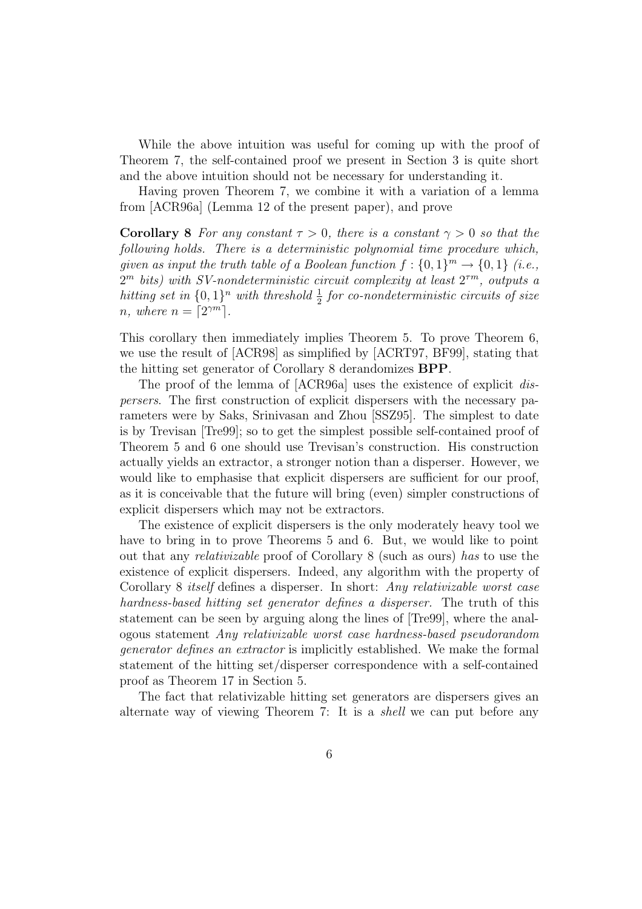While the above intuition was useful for coming up with the proof of Theorem 7, the self-contained proof we present in Section 3 is quite short and the above intuition should not be necessary for understanding it.

Having proven Theorem 7, we combine it with a variation of a lemma from [ACR96a] (Lemma 12 of the present paper), and prove

**Corollary 8** *For any constant $\tau > 0$, there is a constant $\gamma > 0$ so that the following holds. There is a deterministic polynomial time procedure which, given as input the truth table of a Boolean function $f : \{0,1\}^m \to \{0,1\}$ (i.e., $2^m$ bits) with SV-nondeterministic circuit complexity at least $2^{\tau m}$, outputs a hitting set in $\{0,1\}^n$ with threshold $\frac{1}{2}$ for co-nondeterministic circuits of size $n$, where $n = \lceil 2^{\gamma m} \rceil$.*

This corollary then immediately implies Theorem 5. To prove Theorem 6, we use the result of [ACR98] as simplified by [ACRT97, BF99], stating that the hitting set generator of Corollary 8 derandomizes **BPP**.

The proof of the lemma of [ACR96a] uses the existence of explicit *dispersers*. The first construction of explicit dispersers with the necessary parameters were by Saks, Srinivasan and Zhou [SSZ95]. The simplest to date is by Trevisan [Tre99]; so to get the simplest possible self-contained proof of Theorem 5 and 6 one should use Trevisan's construction. His construction actually yields an extractor, a stronger notion than a disperser. However, we would like to emphasise that explicit dispersers are sufficient for our proof, as it is conceivable that the future will bring (even) simpler constructions of explicit dispersers which may not be extractors.

The existence of explicit dispersers is the only moderately heavy tool we have to bring in to prove Theorems 5 and 6. But, we would like to point out that any *relativizable* proof of Corollary 8 (such as ours) *has* to use the existence of explicit dispersers. Indeed, any algorithm with the property of Corollary 8 *itself* defines a disperser. In short: *Any relativizable worst case hardness-based hitting set generator defines a disperser.* The truth of this statement can be seen by arguing along the lines of [Tre99], where the analogous statement *Any relativizable worst case hardness-based pseudorandom generator defines an extractor* is implicitly established. We make the formal statement of the hitting set/disperser correspondence with a self-contained proof as Theorem 17 in Section 5.

The fact that relativizable hitting set generators are dispersers gives an alternate way of viewing Theorem 7: It is a *shell* we can put before any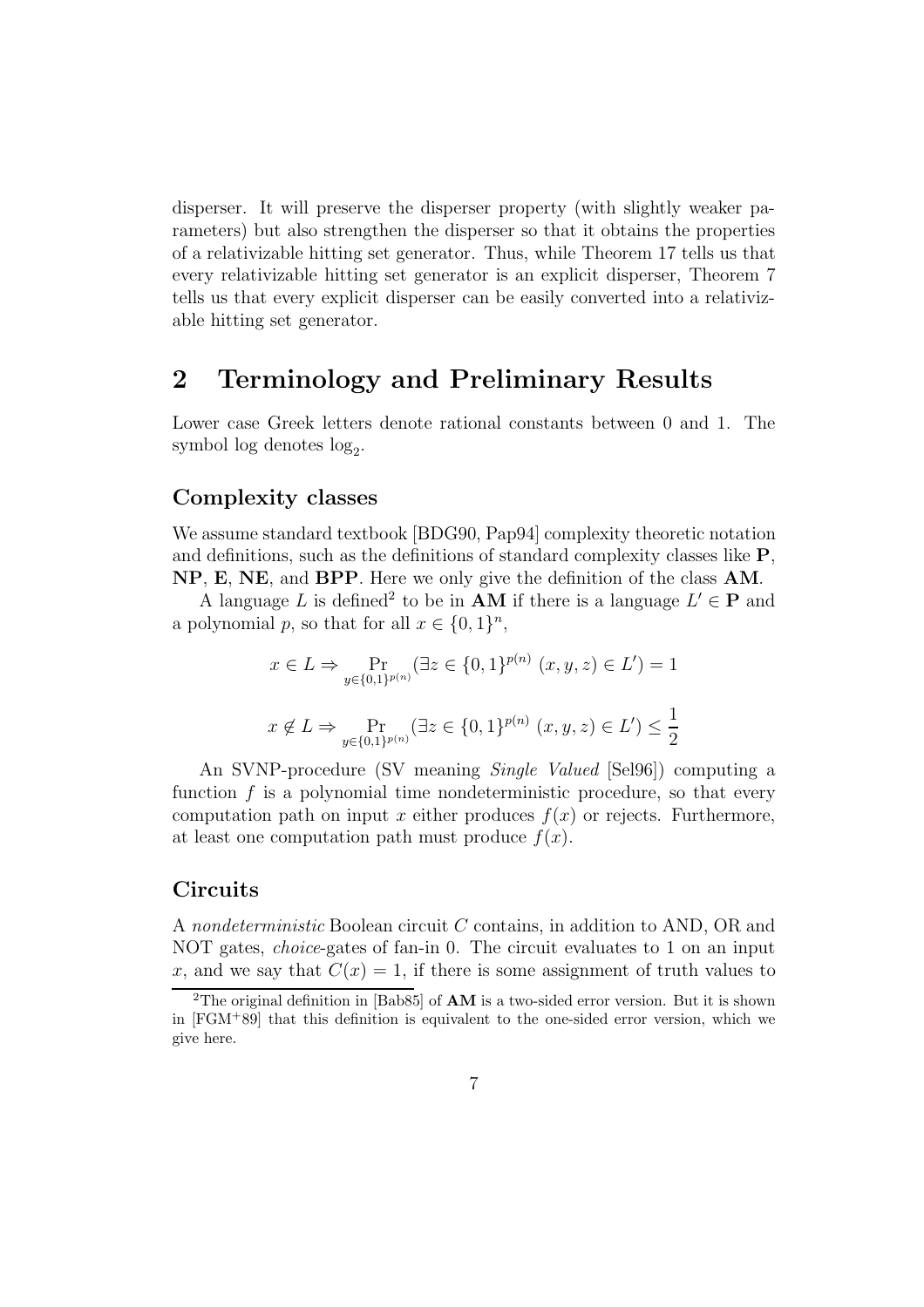disperser. It will preserve the disperser property (with slightly weaker parameters) but also strengthen the disperser so that it obtains the properties of a relativizable hitting set generator. Thus, while Theorem 17 tells us that every relativizable hitting set generator is an explicit disperser, Theorem 7 tells us that every explicit disperser can be easily converted into a relativizable hitting set generator.

## 2 Terminology and Preliminary Results

Lower case Greek letters denote rational constants between 0 and 1. The symbol log denotes $\log_2$.

### Complexity classes

We assume standard textbook [BDG90, Pap94] complexity theoretic notation and definitions, such as the definitions of standard complexity classes like **P**, **NP**, **E**, **NE**, and **BPP**. Here we only give the definition of the class **AM**.

A language $L$ is defined[2] to be in **AM** if there is a language $L' \in \mathbf{P}$ and a polynomial $p$, so that for all $x \in \{0,1\}^n$,

$$x \in L \Rightarrow \Pr_{y \in \{0,1\}^{p(n)}} (\exists z \in \{0,1\}^{p(n)} \ (x,y,z) \in L') = 1$$

$$x \notin L \Rightarrow \Pr_{y \in \{0,1\}^{p(n)}} (\exists z \in \{0,1\}^{p(n)} \ (x,y,z) \in L') \leq \frac{1}{2}$$

An SVNP-procedure (SV meaning *Single Valued* [Sel96]) computing a function $f$ is a polynomial time nondeterministic procedure, so that every computation path on input $x$ either produces $f(x)$ or rejects. Furthermore, at least one computation path must produce $f(x)$.

### Circuits

A *nondeterministic* Boolean circuit $C$ contains, in addition to AND, OR and NOT gates, *choice*-gates of fan-in 0. The circuit evaluates to 1 on an input $x$, and we say that $C(x) = 1$, if there is some assignment of truth values to

[2] The original definition in [Bab85] of **AM** is a two-sided error version. But it is shown in [FGM+89] that this definition is equivalent to the one-sided error version, which we give here.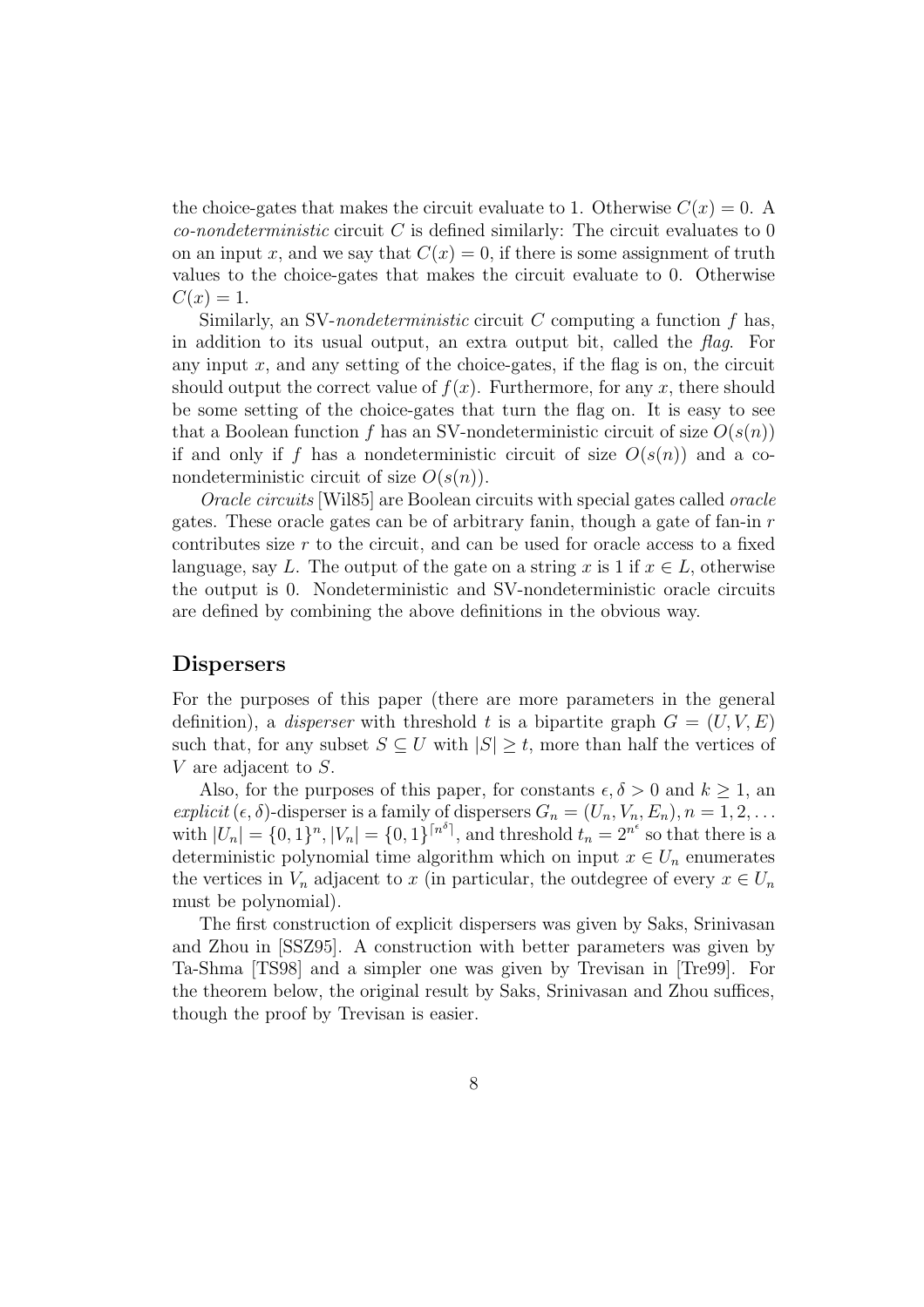the choice-gates that makes the circuit evaluate to 1. Otherwise $C(x) = 0$. A *co-nondeterministic* circuit $C$ is defined similarly: The circuit evaluates to 0 on an input $x$, and we say that $C(x) = 0$, if there is some assignment of truth values to the choice-gates that makes the circuit evaluate to 0. Otherwise $C(x) = 1$.

Similarly, an SV-*nondeterministic* circuit $C$ computing a function $f$ has, in addition to its usual output, an extra output bit, called the *flag*. For any input $x$, and any setting of the choice-gates, if the flag is on, the circuit should output the correct value of $f(x)$. Furthermore, for any $x$, there should be some setting of the choice-gates that turn the flag on. It is easy to see that a Boolean function $f$ has an SV-nondeterministic circuit of size $O(s(n))$ if and only if $f$ has a nondeterministic circuit of size $O(s(n))$ and a co-nondeterministic circuit of size $O(s(n))$.

*Oracle circuits* [Wil85] are Boolean circuits with special gates called *oracle* gates. These oracle gates can be of arbitrary fanin, though a gate of fan-in $r$ contributes size $r$ to the circuit, and can be used for oracle access to a fixed language, say $L$. The output of the gate on a string $x$ is 1 if $x \in L$, otherwise the output is 0. Nondeterministic and SV-nondeterministic oracle circuits are defined by combining the above definitions in the obvious way.

## Dispersers

For the purposes of this paper (there are more parameters in the general definition), a *disperser* with threshold $t$ is a bipartite graph $G = (U, V, E)$ such that, for any subset $S \subseteq U$ with $|S| \geq t$, more than half the vertices of $V$ are adjacent to $S$.

Also, for the purposes of this paper, for constants $\epsilon, \delta > 0$ and $k \geq 1$, an *explicit* $(\epsilon, \delta)$-disperser is a family of dispersers $G_n = (U_n, V_n, E_n), n = 1, 2, \ldots$ with $|U_n| = \{0,1\}^n, |V_n| = \{0,1\}^{\lceil n^\delta \rceil}$, and threshold $t_n = 2^{n^\epsilon}$ so that there is a deterministic polynomial time algorithm which on input $x \in U_n$ enumerates the vertices in $V_n$ adjacent to $x$ (in particular, the outdegree of every $x \in U_n$ must be polynomial).

The first construction of explicit dispersers was given by Saks, Srinivasan and Zhou in [SSZ95]. A construction with better parameters was given by Ta-Shma [TS98] and a simpler one was given by Trevisan in [Tre99]. For the theorem below, the original result by Saks, Srinivasan and Zhou suffices, though the proof by Trevisan is easier.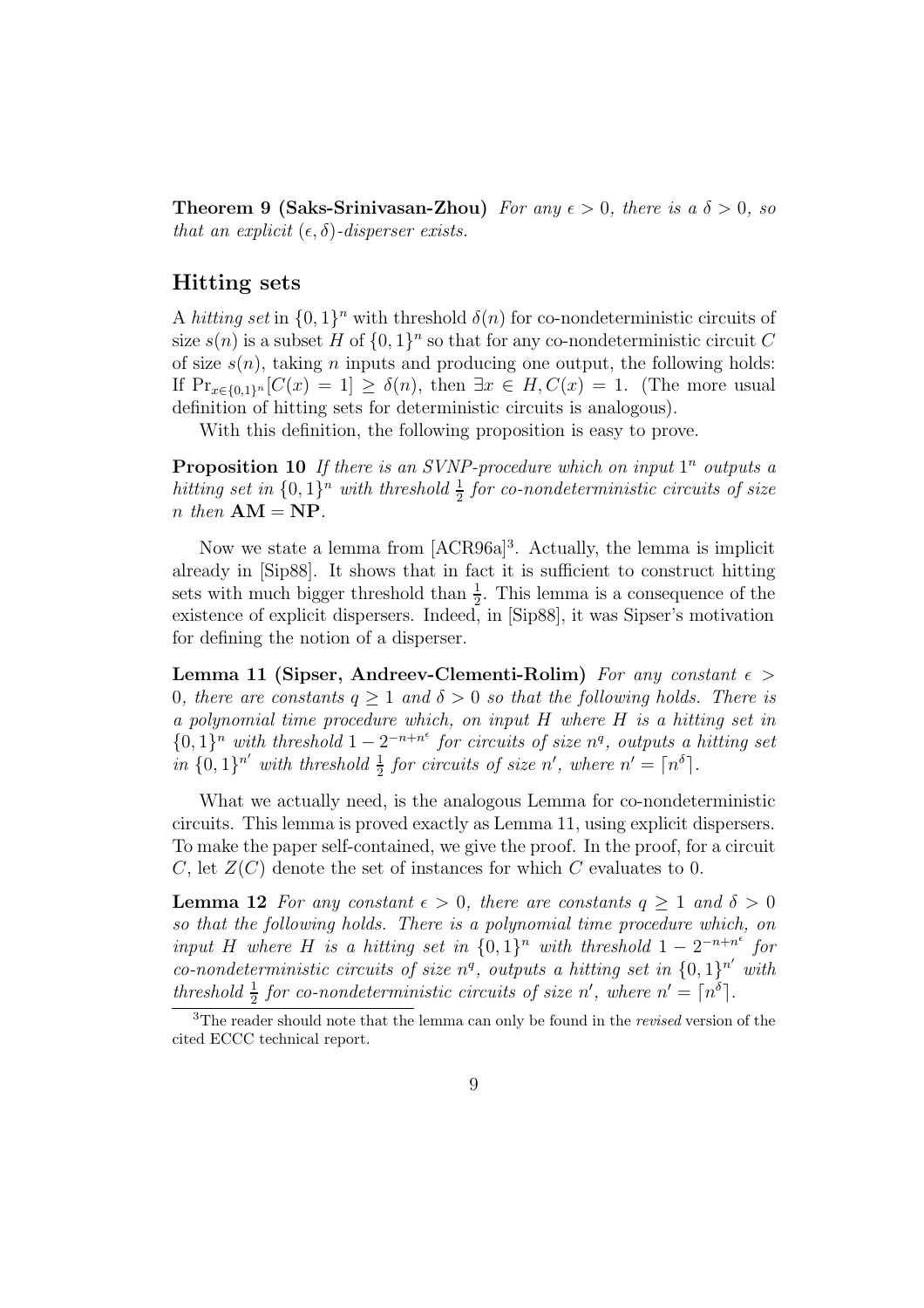**Theorem 9 (Saks-Srinivasan-Zhou)** *For any $\epsilon > 0$, there is a $\delta > 0$, so that an explicit $(\epsilon, \delta)$-disperser exists.*

## Hitting sets

A *hitting set* in $\{0,1\}^n$ with threshold $\delta(n)$ for co-nondeterministic circuits of size $s(n)$ is a subset $H$ of $\{0,1\}^n$ so that for any co-nondeterministic circuit $C$ of size $s(n)$, taking $n$ inputs and producing one output, the following holds: If $\Pr_{x \in \{0,1\}^n}[C(x) = 1] \geq \delta(n)$, then $\exists x \in H, C(x) = 1$. (The more usual definition of hitting sets for deterministic circuits is analogous).

With this definition, the following proposition is easy to prove.

**Proposition 10** *If there is an SVNP-procedure which on input $1^n$ outputs a hitting set in $\{0,1\}^n$ with threshold $\frac{1}{2}$ for co-nondeterministic circuits of size $n$ then* $\mathbf{AM} = \mathbf{NP}$.

Now we state a lemma from [ACR96a][3]. Actually, the lemma is implicit already in [Sip88]. It shows that in fact it is sufficient to construct hitting sets with much bigger threshold than $\frac{1}{2}$. This lemma is a consequence of the existence of explicit dispersers. Indeed, in [Sip88], it was Sipser's motivation for defining the notion of a disperser.

**Lemma 11 (Sipser, Andreev-Clementi-Rolim)** *For any constant $\epsilon > 0$, there are constants $q \geq 1$ and $\delta > 0$ so that the following holds. There is a polynomial time procedure which, on input $H$ where $H$ is a hitting set in $\{0,1\}^n$ with threshold $1 - 2^{-n+n^\epsilon}$ for circuits of size $n^q$, outputs a hitting set in $\{0,1\}^{n'}$ with threshold $\frac{1}{2}$ for circuits of size $n'$, where $n' = \lceil n^\delta \rceil$.*

What we actually need, is the analogous Lemma for co-nondeterministic circuits. This lemma is proved exactly as Lemma 11, using explicit dispersers. To make the paper self-contained, we give the proof. In the proof, for a circuit $C$, let $Z(C)$ denote the set of instances for which $C$ evaluates to 0.

**Lemma 12** *For any constant $\epsilon > 0$, there are constants $q \geq 1$ and $\delta > 0$ so that the following holds. There is a polynomial time procedure which, on input $H$ where $H$ is a hitting set in $\{0,1\}^n$ with threshold $1 - 2^{-n+n^\epsilon}$ for co-nondeterministic circuits of size $n^q$, outputs a hitting set in $\{0,1\}^{n'}$ with threshold $\frac{1}{2}$ for co-nondeterministic circuits of size $n'$, where $n' = \lceil n^\delta \rceil$.*

[3] The reader should note that the lemma can only be found in the *revised* version of the cited ECCC technical report.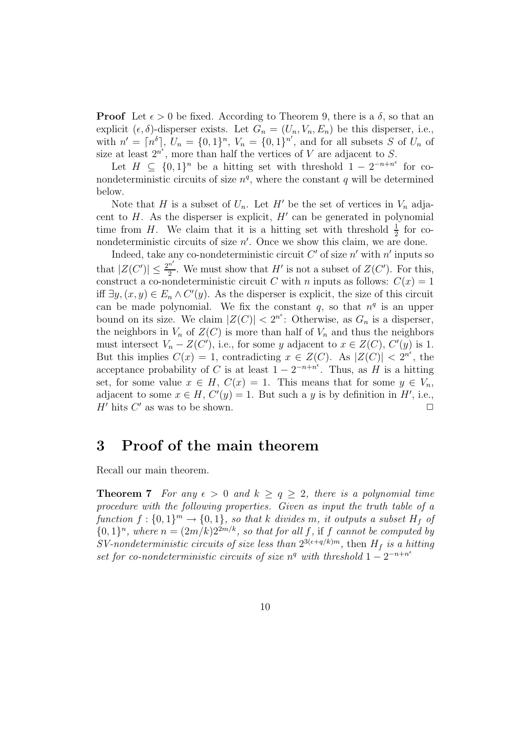**Proof** Let $\epsilon > 0$ be fixed. According to Theorem 9, there is a $\delta$, so that an explicit $(\epsilon, \delta)$-disperser exists. Let $G_n = (U_n, V_n, E_n)$ be this disperser, i.e., with $n' = \lceil n^\delta \rceil$, $U_n = \{0,1\}^n$, $V_n = \{0,1\}^{n'}$, and for all subsets $S$ of $U_n$ of size at least $2^{n^\epsilon}$, more than half the vertices of $V$ are adjacent to $S$.

Let $H \subseteq \{0,1\}^n$ be a hitting set with threshold $1 - 2^{-n+n^\epsilon}$ for co-nondeterministic circuits of size $n^q$, where the constant $q$ will be determined below.

Note that $H$ is a subset of $U_n$. Let $H'$ be the set of vertices in $V_n$ adjacent to $H$. As the disperser is explicit, $H'$ can be generated in polynomial time from $H$. We claim that it is a hitting set with threshold $\frac{1}{2}$ for co-nondeterministic circuits of size $n'$. Once we show this claim, we are done.

Indeed, take any co-nondeterministic circuit $C'$ of size $n'$ with $n'$ inputs so that $|Z(C')| \leq \frac{2^{n'}}{2}$. We must show that $H'$ is not a subset of $Z(C')$. For this, construct a co-nondeterministic circuit $C$ with $n$ inputs as follows: $C(x) = 1$ iff $\exists y, (x,y) \in E_n \wedge C'(y)$. As the disperser is explicit, the size of this circuit can be made polynomial. We fix the constant $q$, so that $n^q$ is an upper bound on its size. We claim $|Z(C)| < 2^{n^\epsilon}$: Otherwise, as $G_n$ is a disperser, the neighbors in $V_n$ of $Z(C)$ is more than half of $V_n$ and thus the neighbors must intersect $V_n - Z(C')$, i.e., for some $y$ adjacent to $x \in Z(C)$, $C'(y)$ is 1. But this implies $C(x) = 1$, contradicting $x \in Z(C)$. As $|Z(C)| < 2^{n^\epsilon}$, the acceptance probability of $C$ is at least $1 - 2^{-n+n^\epsilon}$. Thus, as $H$ is a hitting set, for some value $x \in H$, $C(x) = 1$. This means that for some $y \in V_n$, adjacent to some $x \in H$, $C'(y) = 1$. But such a $y$ is by definition in $H'$, i.e., $H'$ hits $C'$ as was to be shown. □

# 3 Proof of the main theorem

Recall our main theorem.

**Theorem 7** *For any $\epsilon > 0$ and $k \geq q \geq 2$, there is a polynomial time procedure with the following properties. Given as input the truth table of a function $f : \{0,1\}^m \to \{0,1\}$, so that $k$ divides $m$, it outputs a subset $H_f$ of $\{0,1\}^n$, where $n = (2m/k)2^{2m/k}$, so that for all $f$,* if *$f$ cannot be computed by SV-nondeterministic circuits of size less than $2^{3(\epsilon+q/k)m}$,* then *$H_f$ is a hitting set for co-nondeterministic circuits of size $n^q$ with threshold $1 - 2^{-n+n^\epsilon}$*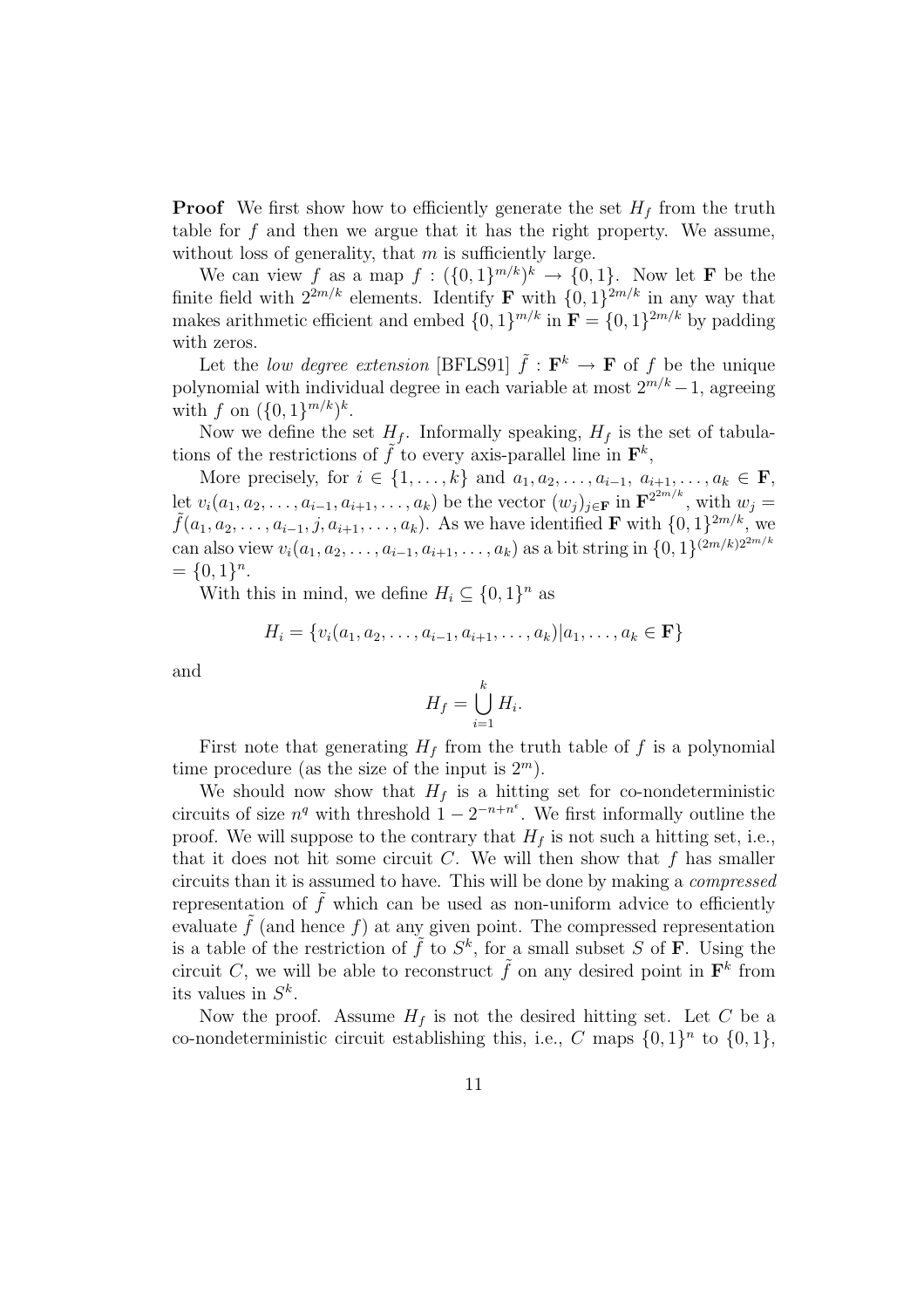**Proof** We first show how to efficiently generate the set $H_f$ from the truth table for $f$ and then we argue that it has the right property. We assume, without loss of generality, that $m$ is sufficiently large.

We can view $f$ as a map $f : (\{0,1\}^{m/k})^k \to \{0,1\}$. Now let $\mathbf{F}$ be the finite field with $2^{2m/k}$ elements. Identify $\mathbf{F}$ with $\{0,1\}^{2m/k}$ in any way that makes arithmetic efficient and embed $\{0,1\}^{m/k}$ in $\mathbf{F} = \{0,1\}^{2m/k}$ by padding with zeros.

Let the *low degree extension* [BFLS91] $\tilde{f} : \mathbf{F}^k \to \mathbf{F}$ of $f$ be the unique polynomial with individual degree in each variable at most $2^{m/k}-1$, agreeing with $f$ on $(\{0,1\}^{m/k})^k$.

Now we define the set $H_f$. Informally speaking, $H_f$ is the set of tabulations of the restrictions of $\tilde{f}$ to every axis-parallel line in $\mathbf{F}^k$,

More precisely, for $i \in \{1,\ldots,k\}$ and $a_1, a_2, \ldots, a_{i-1}, a_{i+1}, \ldots, a_k \in \mathbf{F}$, let $v_i(a_1, a_2, \ldots, a_{i-1}, a_{i+1}, \ldots, a_k)$ be the vector $(w_j)_{j\in\mathbf{F}}$ in $\mathbf{F}^{2^{2m/k}}$, with $w_j = \tilde{f}(a_1, a_2, \ldots, a_{i-1}, j, a_{i+1}, \ldots, a_k)$. As we have identified $\mathbf{F}$ with $\{0,1\}^{2m/k}$, we can also view $v_i(a_1, a_2, \ldots, a_{i-1}, a_{i+1}, \ldots, a_k)$ as a bit string in $\{0,1\}^{(2m/k)2^{2m/k}}$ $= \{0,1\}^n$.

With this in mind, we define $H_i \subseteq \{0,1\}^n$ as

$$H_i = \{v_i(a_1, a_2, \ldots, a_{i-1}, a_{i+1}, \ldots, a_k) | a_1, \ldots, a_k \in \mathbf{F}\}$$

and

$$H_f = \bigcup_{i=1}^{k} H_i.$$

First note that generating $H_f$ from the truth table of $f$ is a polynomial time procedure (as the size of the input is $2^m$).

We should now show that $H_f$ is a hitting set for co-nondeterministic circuits of size $n^q$ with threshold $1 - 2^{-n+n^\epsilon}$. We first informally outline the proof. We will suppose to the contrary that $H_f$ is not such a hitting set, i.e., that it does not hit some circuit $C$. We will then show that $f$ has smaller circuits than it is assumed to have. This will be done by making a *compressed* representation of $\tilde{f}$ which can be used as non-uniform advice to efficiently evaluate $\tilde{f}$ (and hence $f$) at any given point. The compressed representation is a table of the restriction of $\tilde{f}$ to $S^k$, for a small subset $S$ of $\mathbf{F}$. Using the circuit $C$, we will be able to reconstruct $\tilde{f}$ on any desired point in $\mathbf{F}^k$ from its values in $S^k$.

Now the proof. Assume $H_f$ is not the desired hitting set. Let $C$ be a co-nondeterministic circuit establishing this, i.e., $C$ maps $\{0,1\}^n$ to $\{0,1\}$,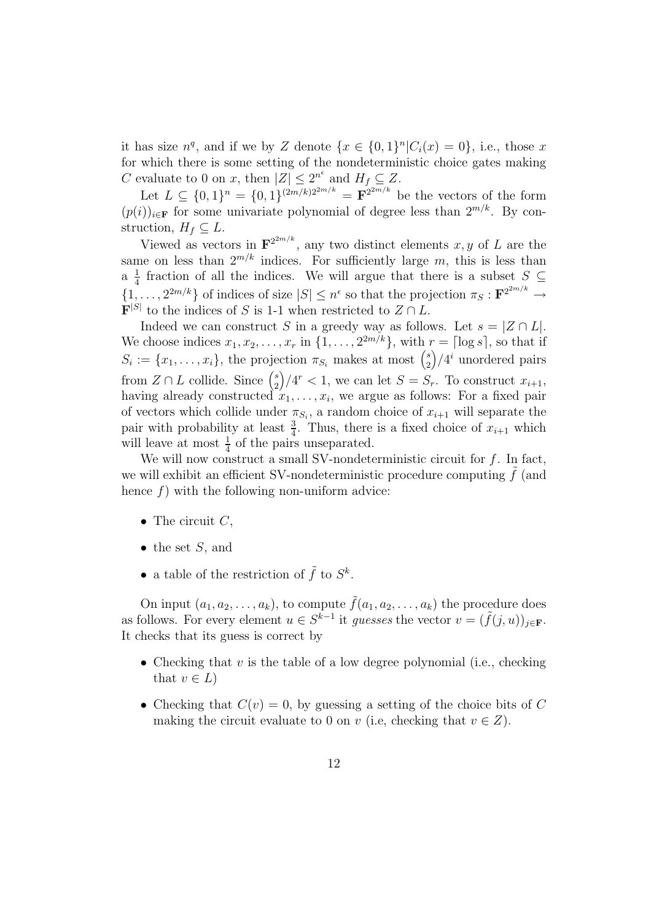it has size $n^q$, and if we by $Z$ denote $\{x \in \{0,1\}^n | C_i(x) = 0\}$, i.e., those $x$ for which there is some setting of the nondeterministic choice gates making $C$ evaluate to 0 on $x$, then $|Z| \leq 2^{n^\epsilon}$ and $H_f \subseteq Z$.

Let $L \subseteq \{0,1\}^n = \{0,1\}^{(2m/k)2^{2m/k}} = \mathbf{F}^{2^{2m/k}}$ be the vectors of the form $(p(i))_{i \in \mathbf{F}}$ for some univariate polynomial of degree less than $2^{m/k}$. By construction, $H_f \subseteq L$.

Viewed as vectors in $\mathbf{F}^{2^{2m/k}}$, any two distinct elements $x, y$ of $L$ are the same on less than $2^{m/k}$ indices. For sufficiently large $m$, this is less than a $\frac{1}{4}$ fraction of all the indices. We will argue that there is a subset $S \subseteq \{1, \ldots, 2^{2m/k}\}$ of indices of size $|S| \leq n^\epsilon$ so that the projection $\pi_S : \mathbf{F}^{2^{2m/k}} \to \mathbf{F}^{|S|}$ to the indices of $S$ is 1-1 when restricted to $Z \cap L$.

Indeed we can construct $S$ in a greedy way as follows. Let $s = |Z \cap L|$. We choose indices $x_1, x_2, \ldots, x_r$ in $\{1, \ldots, 2^{2m/k}\}$, with $r = \lceil \log s \rceil$, so that if $S_i := \{x_1, \ldots, x_i\}$, the projection $\pi_{S_i}$ makes at most $\binom{s}{2}/4^i$ unordered pairs from $Z \cap L$ collide. Since $\binom{s}{2}/4^r < 1$, we can let $S = S_r$. To construct $x_{i+1}$, having already constructed $x_1, \ldots, x_i$, we argue as follows: For a fixed pair of vectors which collide under $\pi_{S_i}$, a random choice of $x_{i+1}$ will separate the pair with probability at least $\frac{3}{4}$. Thus, there is a fixed choice of $x_{i+1}$ which will leave at most $\frac{1}{4}$ of the pairs unseparated.

We will now construct a small SV-nondeterministic circuit for $f$. In fact, we will exhibit an efficient SV-nondeterministic procedure computing $\tilde{f}$ (and hence $f$) with the following non-uniform advice:

- The circuit $C$,
- the set $S$, and
- a table of the restriction of $\tilde{f}$ to $S^k$.

On input $(a_1, a_2, \ldots, a_k)$, to compute $\tilde{f}(a_1, a_2, \ldots, a_k)$ the procedure does as follows. For every element $u \in S^{k-1}$ it *guesses* the vector $v = (\tilde{f}(j, u))_{j \in \mathbf{F}}$. It checks that its guess is correct by

- Checking that $v$ is the table of a low degree polynomial (i.e., checking that $v \in L$)
- Checking that $C(v) = 0$, by guessing a setting of the choice bits of $C$ making the circuit evaluate to 0 on $v$ (i.e, checking that $v \in Z$).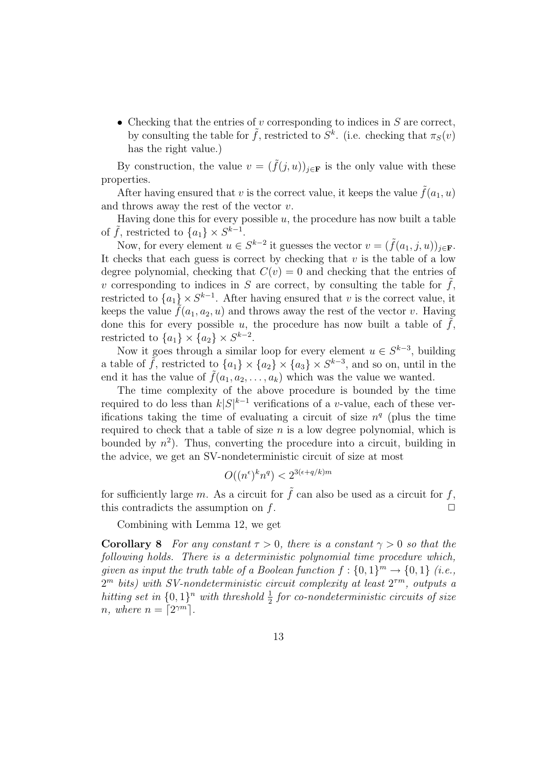- Checking that the entries of $v$ corresponding to indices in $S$ are correct, by consulting the table for $\tilde{f}$, restricted to $S^k$. (i.e. checking that $\pi_S(v)$ has the right value.)

By construction, the value $v = (\tilde{f}(j, u))_{j \in \mathbf{F}}$ is the only value with these properties.

After having ensured that $v$ is the correct value, it keeps the value $\tilde{f}(a_1, u)$ and throws away the rest of the vector $v$.

Having done this for every possible $u$, the procedure has now built a table of $\tilde{f}$, restricted to $\{a_1\} \times S^{k-1}$.

Now, for every element $u \in S^{k-2}$ it guesses the vector $v = (\tilde{f}(a_1, j, u))_{j \in \mathbf{F}}$. It checks that each guess is correct by checking that $v$ is the table of a low degree polynomial, checking that $C(v) = 0$ and checking that the entries of $v$ corresponding to indices in $S$ are correct, by consulting the table for $\tilde{f}$, restricted to $\{a_1\} \times S^{k-1}$. After having ensured that $v$ is the correct value, it keeps the value $\tilde{f}(a_1, a_2, u)$ and throws away the rest of the vector $v$. Having done this for every possible $u$, the procedure has now built a table of $\tilde{f}$, restricted to $\{a_1\} \times \{a_2\} \times S^{k-2}$.

Now it goes through a similar loop for every element $u \in S^{k-3}$, building a table of $\tilde{f}$, restricted to $\{a_1\} \times \{a_2\} \times \{a_3\} \times S^{k-3}$, and so on, until in the end it has the value of $\tilde{f}(a_1, a_2, \ldots, a_k)$ which was the value we wanted.

The time complexity of the above procedure is bounded by the time required to do less than $k|S|^{k-1}$ verifications of a $v$-value, each of these verifications taking the time of evaluating a circuit of size $n^q$ (plus the time required to check that a table of size $n$ is a low degree polynomial, which is bounded by $n^2$). Thus, converting the procedure into a circuit, building in the advice, we get an SV-nondeterministic circuit of size at most

$$O((n^\epsilon)^k n^q) < 2^{3(\epsilon + q/k)m}$$

for sufficiently large $m$. As a circuit for $\tilde{f}$ can also be used as a circuit for $f$, this contradicts the assumption on $f$. □

Combining with Lemma 12, we get

**Corollary 8** *For any constant $\tau > 0$, there is a constant $\gamma > 0$ so that the following holds. There is a deterministic polynomial time procedure which, given as input the truth table of a Boolean function $f : \{0,1\}^m \to \{0,1\}$ (i.e., $2^m$ bits) with SV-nondeterministic circuit complexity at least $2^{\tau m}$, outputs a hitting set in $\{0,1\}^n$ with threshold $\frac{1}{2}$ for co-nondeterministic circuits of size $n$, where $n = \lceil 2^{\gamma m} \rceil$.*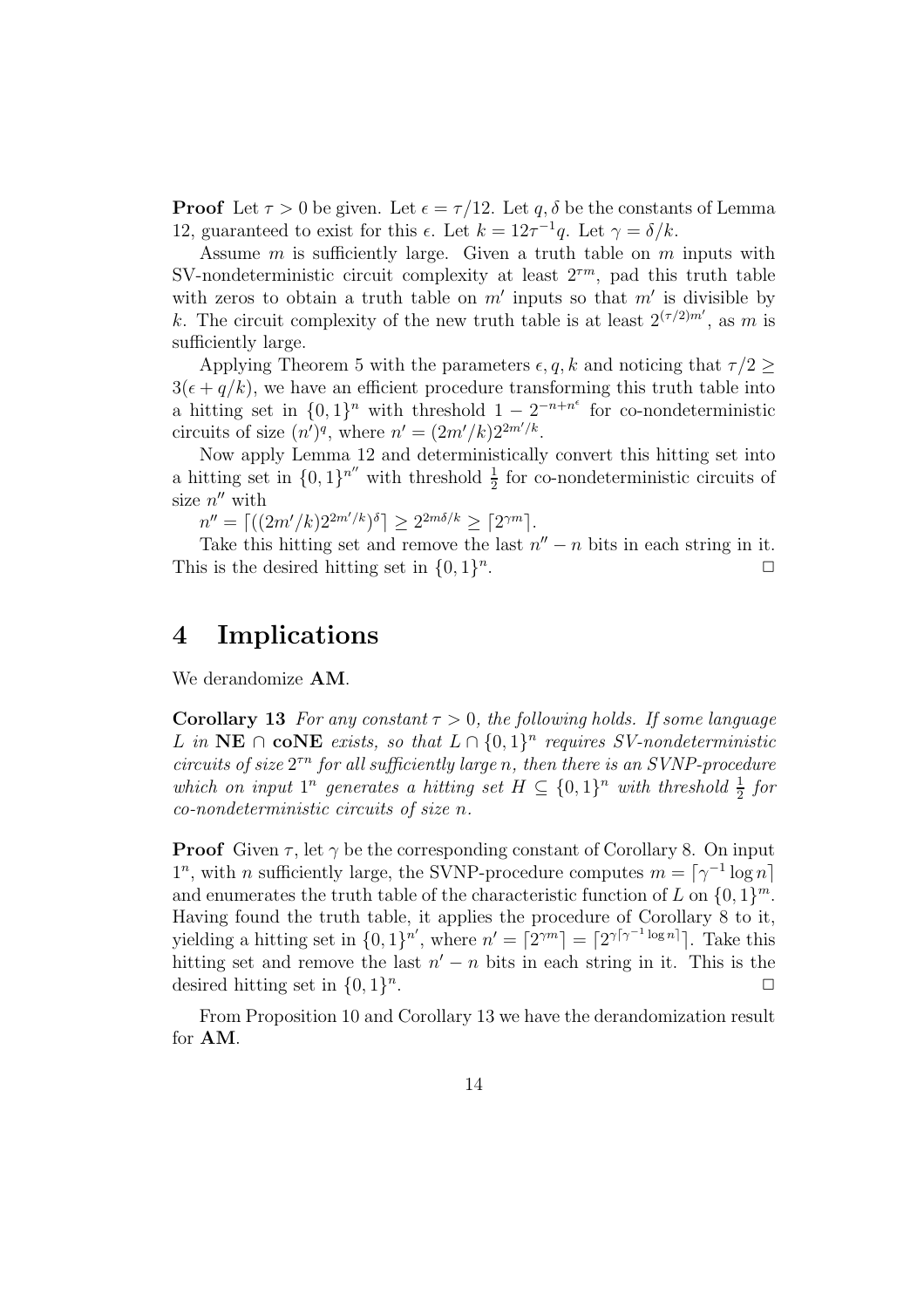**Proof** Let $\tau > 0$ be given. Let $\epsilon = \tau/12$. Let $q, \delta$ be the constants of Lemma 12, guaranteed to exist for this $\epsilon$. Let $k = 12\tau^{-1}q$. Let $\gamma = \delta/k$.

Assume $m$ is sufficiently large. Given a truth table on $m$ inputs with SV-nondeterministic circuit complexity at least $2^{\tau m}$, pad this truth table with zeros to obtain a truth table on $m'$ inputs so that $m'$ is divisible by $k$. The circuit complexity of the new truth table is at least $2^{(\tau/2)m'}$, as $m$ is sufficiently large.

Applying Theorem 5 with the parameters $\epsilon, q, k$ and noticing that $\tau/2 \geq 3(\epsilon + q/k)$, we have an efficient procedure transforming this truth table into a hitting set in $\{0,1\}^n$ with threshold $1 - 2^{-n+n^\epsilon}$ for co-nondeterministic circuits of size $(n')^q$, where $n' = (2m'/k)2^{2m'/k}$.

Now apply Lemma 12 and deterministically convert this hitting set into a hitting set in $\{0,1\}^{n''}$ with threshold $\frac{1}{2}$ for co-nondeterministic circuits of size $n''$ with

$n'' = \lceil ((2m'/k)2^{2m'/k})^\delta \rceil \geq 2^{2m\delta/k} \geq \lceil 2^{\gamma m} \rceil$.

Take this hitting set and remove the last $n'' - n$ bits in each string in it. This is the desired hitting set in $\{0,1\}^n$. $\Box$

## 4 Implications

We derandomize **AM**.

**Corollary 13** *For any constant $\tau > 0$, the following holds. If some language $L$ in* **NE** $\cap$ **coNE** *exists, so that $L \cap \{0,1\}^n$ requires SV-nondeterministic circuits of size $2^{\tau n}$ for all sufficiently large $n$, then there is an SVNP-procedure which on input $1^n$ generates a hitting set $H \subseteq \{0,1\}^n$ with threshold $\frac{1}{2}$ for co-nondeterministic circuits of size $n$.*

**Proof** Given $\tau$, let $\gamma$ be the corresponding constant of Corollary 8. On input $1^n$, with $n$ sufficiently large, the SVNP-procedure computes $m = \lceil \gamma^{-1} \log n \rceil$ and enumerates the truth table of the characteristic function of $L$ on $\{0,1\}^m$. Having found the truth table, it applies the procedure of Corollary 8 to it, yielding a hitting set in $\{0,1\}^{n'}$, where $n' = \lceil 2^{\gamma m} \rceil = \lceil 2^{\gamma \lceil \gamma^{-1} \log n \rceil} \rceil$. Take this hitting set and remove the last $n' - n$ bits in each string in it. This is the desired hitting set in $\{0,1\}^n$. $\Box$

From Proposition 10 and Corollary 13 we have the derandomization result for **AM**.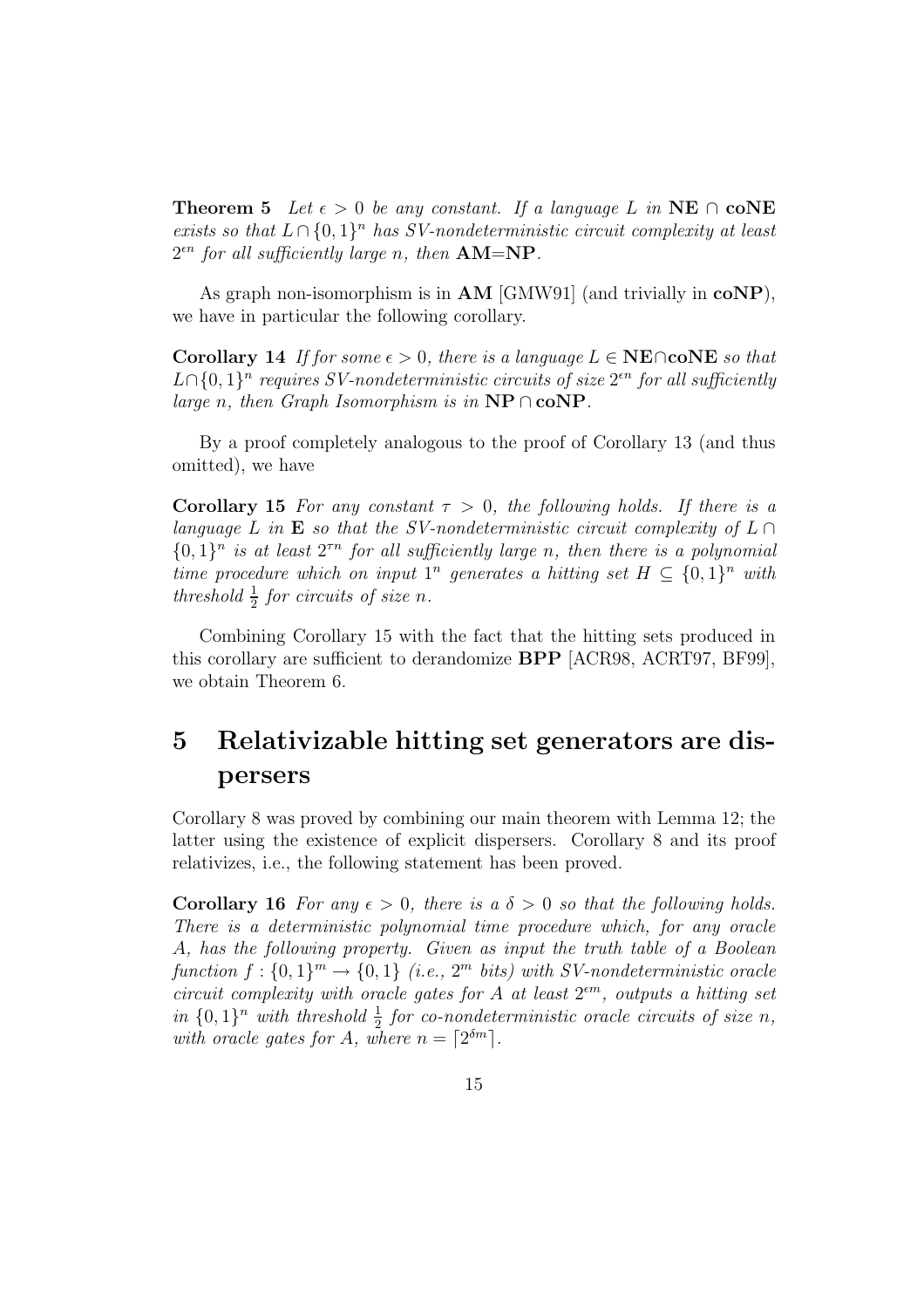**Theorem 5** *Let $\epsilon > 0$ be any constant. If a language $L$ in $\mathbf{NE} \cap \mathbf{coNE}$ exists so that $L \cap \{0,1\}^n$ has SV-nondeterministic circuit complexity at least $2^{\epsilon n}$ for all sufficiently large $n$, then $\mathbf{AM}$=$\mathbf{NP}$.*

As graph non-isomorphism is in $\mathbf{AM}$ [GMW91] (and trivially in $\mathbf{coNP}$), we have in particular the following corollary.

**Corollary 14** *If for some $\epsilon > 0$, there is a language $L \in \mathbf{NE} \cap \mathbf{coNE}$ so that $L \cap \{0,1\}^n$ requires SV-nondeterministic circuits of size $2^{\epsilon n}$ for all sufficiently large $n$, then Graph Isomorphism is in $\mathbf{NP} \cap \mathbf{coNP}$.*

By a proof completely analogous to the proof of Corollary 13 (and thus omitted), we have

**Corollary 15** *For any constant $\tau > 0$, the following holds. If there is a language $L$ in $\mathbf{E}$ so that the SV-nondeterministic circuit complexity of $L \cap \{0,1\}^n$ is at least $2^{\tau n}$ for all sufficiently large $n$, then there is a polynomial time procedure which on input $1^n$ generates a hitting set $H \subseteq \{0,1\}^n$ with threshold $\frac{1}{2}$ for circuits of size $n$.*

Combining Corollary 15 with the fact that the hitting sets produced in this corollary are sufficient to derandomize $\mathbf{BPP}$ [ACR98, ACRT97, BF99], we obtain Theorem 6.

# 5 Relativizable hitting set generators are dispersers

Corollary 8 was proved by combining our main theorem with Lemma 12; the latter using the existence of explicit dispersers. Corollary 8 and its proof relativizes, i.e., the following statement has been proved.

**Corollary 16** *For any $\epsilon > 0$, there is a $\delta > 0$ so that the following holds. There is a deterministic polynomial time procedure which, for any oracle $A$, has the following property. Given as input the truth table of a Boolean function $f : \{0,1\}^m \to \{0,1\}$ (i.e., $2^m$ bits) with SV-nondeterministic oracle circuit complexity with oracle gates for $A$ at least $2^{\epsilon m}$, outputs a hitting set in $\{0,1\}^n$ with threshold $\frac{1}{2}$ for co-nondeterministic oracle circuits of size $n$, with oracle gates for $A$, where $n = \lceil 2^{\delta m} \rceil$.*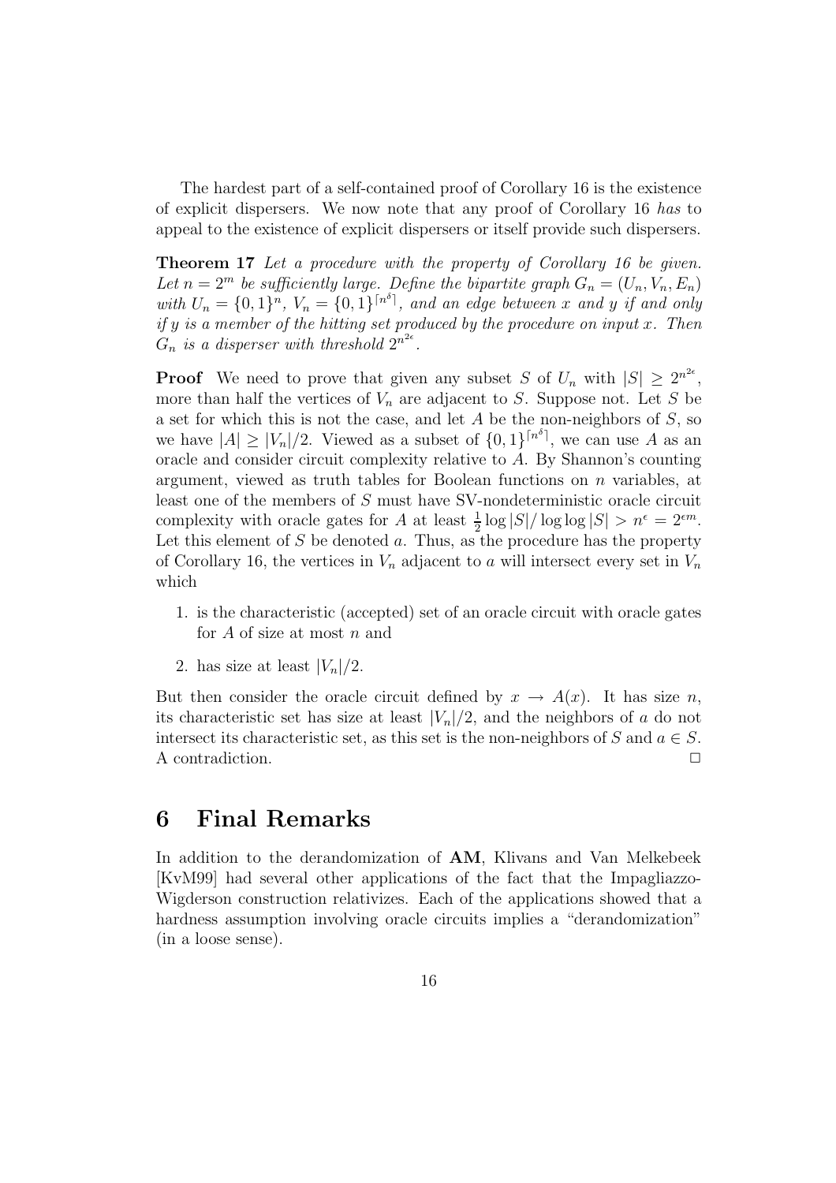The hardest part of a self-contained proof of Corollary 16 is the existence of explicit dispersers. We now note that any proof of Corollary 16 *has* to appeal to the existence of explicit dispersers or itself provide such dispersers.

**Theorem 17** *Let a procedure with the property of Corollary 16 be given. Let $n = 2^m$ be sufficiently large. Define the bipartite graph $G_n = (U_n, V_n, E_n)$ with $U_n = \{0,1\}^n$, $V_n = \{0,1\}^{\lceil n^\delta \rceil}$, and an edge between $x$ and $y$ if and only if $y$ is a member of the hitting set produced by the procedure on input $x$. Then $G_n$ is a disperser with threshold $2^{n^{2\epsilon}}$.*

**Proof** We need to prove that given any subset $S$ of $U_n$ with $|S| \geq 2^{n^{2\epsilon}}$, more than half the vertices of $V_n$ are adjacent to $S$. Suppose not. Let $S$ be a set for which this is not the case, and let $A$ be the non-neighbors of $S$, so we have $|A| \geq |V_n|/2$. Viewed as a subset of $\{0,1\}^{\lceil n^\delta \rceil}$, we can use $A$ as an oracle and consider circuit complexity relative to $A$. By Shannon's counting argument, viewed as truth tables for Boolean functions on $n$ variables, at least one of the members of $S$ must have SV-nondeterministic oracle circuit complexity with oracle gates for $A$ at least $\frac{1}{2} \log |S| / \log \log |S| > n^\epsilon = 2^{\epsilon m}$. Let this element of $S$ be denoted $a$. Thus, as the procedure has the property of Corollary 16, the vertices in $V_n$ adjacent to $a$ will intersect every set in $V_n$ which

1. is the characteristic (accepted) set of an oracle circuit with oracle gates for $A$ of size at most $n$ and
2. has size at least $|V_n|/2$.

But then consider the oracle circuit defined by $x \rightarrow A(x)$. It has size $n$, its characteristic set has size at least $|V_n|/2$, and the neighbors of $a$ do not intersect its characteristic set, as this set is the non-neighbors of $S$ and $a \in S$. A contradiction. $\Box$

# 6 Final Remarks

In addition to the derandomization of **AM**, Klivans and Van Melkebeek [KvM99] had several other applications of the fact that the Impagliazzo-Wigderson construction relativizes. Each of the applications showed that a hardness assumption involving oracle circuits implies a "derandomization" (in a loose sense).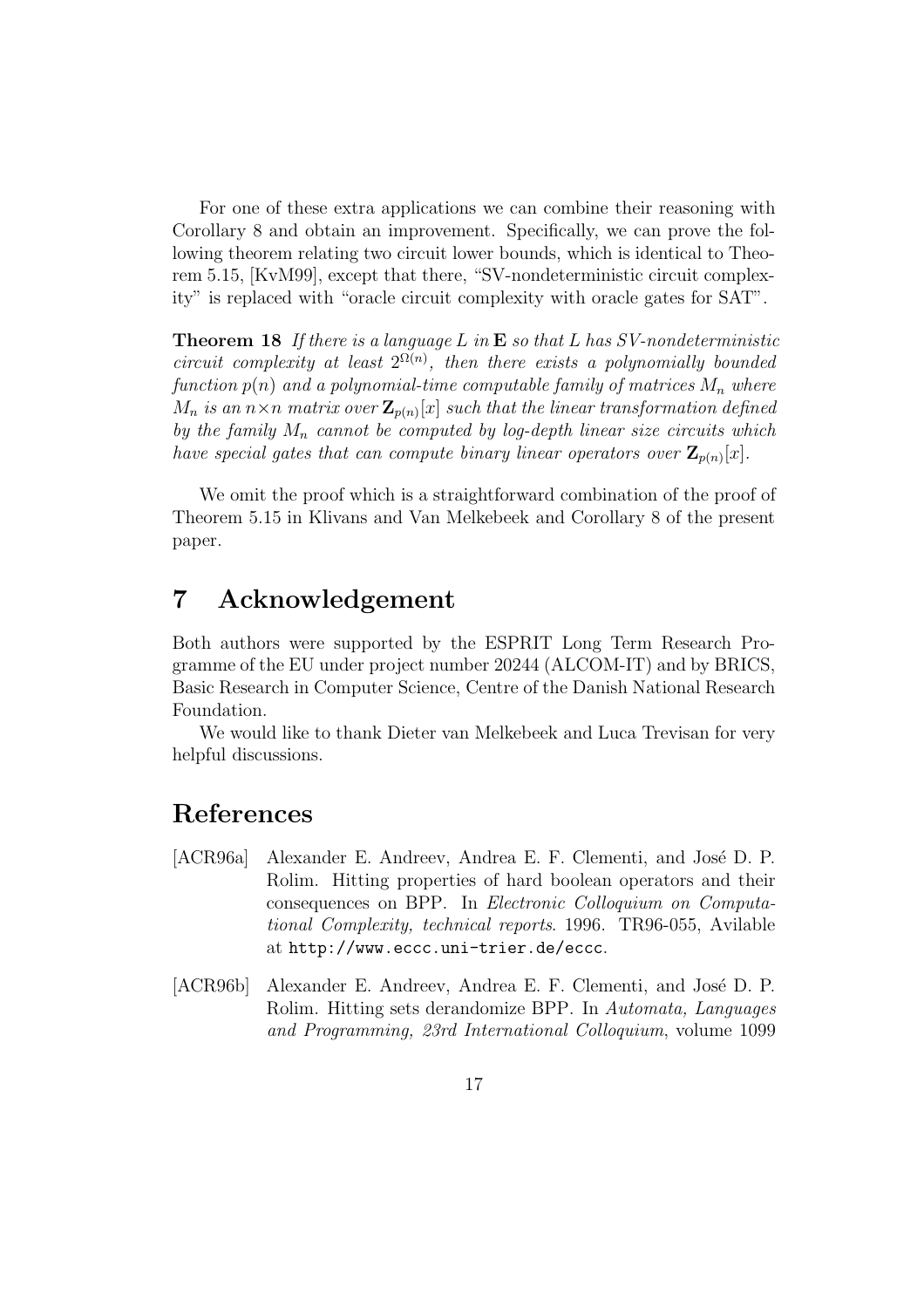For one of these extra applications we can combine their reasoning with Corollary 8 and obtain an improvement. Specifically, we can prove the following theorem relating two circuit lower bounds, which is identical to Theorem 5.15, [KvM99], except that there, "SV-nondeterministic circuit complexity" is replaced with "oracle circuit complexity with oracle gates for SAT".

**Theorem 18** *If there is a language $L$ in $\mathbf{E}$ so that $L$ has SV-nondeterministic circuit complexity at least $2^{\Omega(n)}$, then there exists a polynomially bounded function $p(n)$ and a polynomial-time computable family of matrices $M_n$ where $M_n$ is an $n \times n$ matrix over $\mathbf{Z}_{p(n)}[x]$ such that the linear transformation defined by the family $M_n$ cannot be computed by log-depth linear size circuits which have special gates that can compute binary linear operators over $\mathbf{Z}_{p(n)}[x]$.*

We omit the proof which is a straightforward combination of the proof of Theorem 5.15 in Klivans and Van Melkebeek and Corollary 8 of the present paper.

# 7 Acknowledgement

Both authors were supported by the ESPRIT Long Term Research Programme of the EU under project number 20244 (ALCOM-IT) and by BRICS, Basic Research in Computer Science, Centre of the Danish National Research Foundation.

We would like to thank Dieter van Melkebeek and Luca Trevisan for very helpful discussions.

# References

[ACR96a] Alexander E. Andreev, Andrea E. F. Clementi, and José D. P. Rolim. Hitting properties of hard boolean operators and their consequences on BPP. In *Electronic Colloquium on Computational Complexity, technical reports*. 1996. TR96-055, Avilable at `http://www.eccc.uni-trier.de/eccc`.

[ACR96b] Alexander E. Andreev, Andrea E. F. Clementi, and José D. P. Rolim. Hitting sets derandomize BPP. In *Automata, Languages and Programming, 23rd International Colloquium*, volume 1099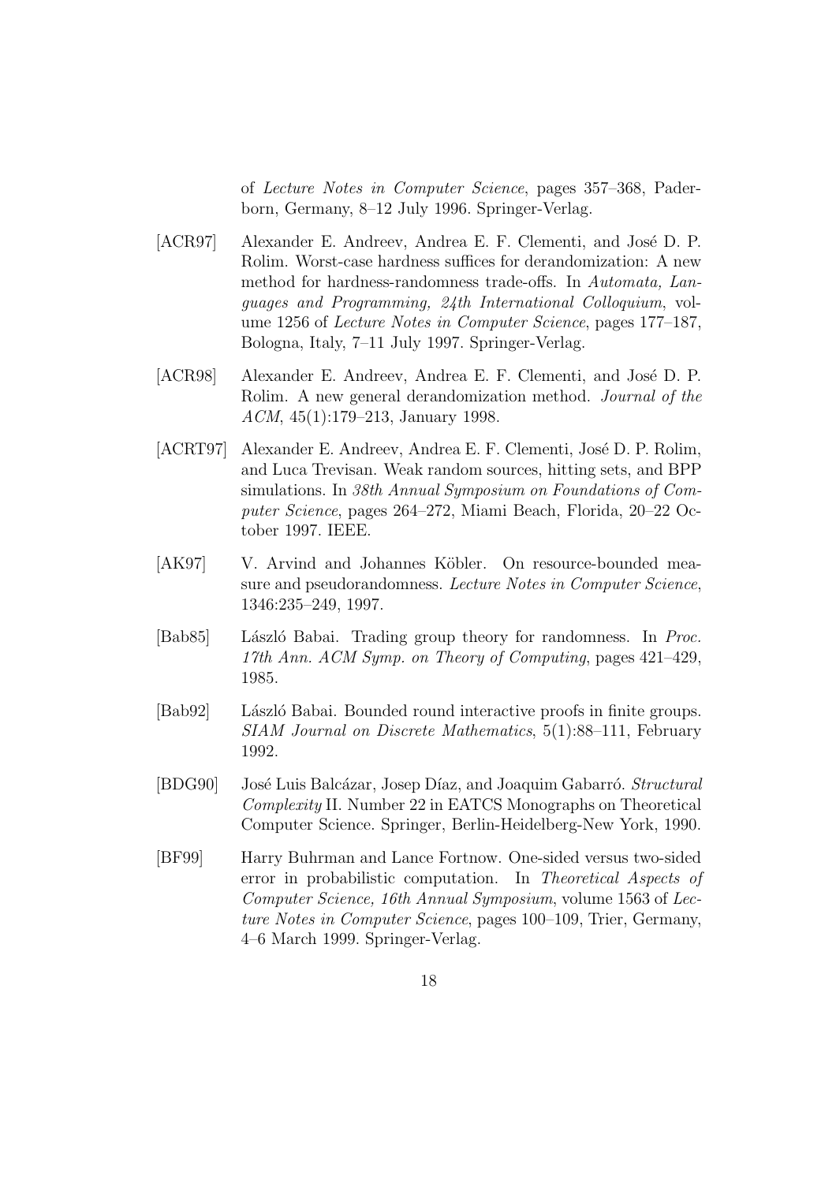of *Lecture Notes in Computer Science*, pages 357–368, Paderborn, Germany, 8–12 July 1996. Springer-Verlag.

[ACR97] Alexander E. Andreev, Andrea E. F. Clementi, and José D. P. Rolim. Worst-case hardness suffices for derandomization: A new method for hardness-randomness trade-offs. In *Automata, Languages and Programming, 24th International Colloquium*, volume 1256 of *Lecture Notes in Computer Science*, pages 177–187, Bologna, Italy, 7–11 July 1997. Springer-Verlag.

[ACR98] Alexander E. Andreev, Andrea E. F. Clementi, and José D. P. Rolim. A new general derandomization method. *Journal of the ACM*, 45(1):179–213, January 1998.

[ACRT97] Alexander E. Andreev, Andrea E. F. Clementi, José D. P. Rolim, and Luca Trevisan. Weak random sources, hitting sets, and BPP simulations. In *38th Annual Symposium on Foundations of Computer Science*, pages 264–272, Miami Beach, Florida, 20–22 October 1997. IEEE.

[AK97] V. Arvind and Johannes Köbler. On resource-bounded measure and pseudorandomness. *Lecture Notes in Computer Science*, 1346:235–249, 1997.

[Bab85] László Babai. Trading group theory for randomness. In *Proc. 17th Ann. ACM Symp. on Theory of Computing*, pages 421–429, 1985.

[Bab92] László Babai. Bounded round interactive proofs in finite groups. *SIAM Journal on Discrete Mathematics*, 5(1):88–111, February 1992.

[BDG90] José Luis Balcázar, Josep Díaz, and Joaquim Gabarró. *Structural Complexity* II. Number 22 in EATCS Monographs on Theoretical Computer Science. Springer, Berlin-Heidelberg-New York, 1990.

[BF99] Harry Buhrman and Lance Fortnow. One-sided versus two-sided error in probabilistic computation. In *Theoretical Aspects of Computer Science, 16th Annual Symposium*, volume 1563 of *Lecture Notes in Computer Science*, pages 100–109, Trier, Germany, 4–6 March 1999. Springer-Verlag.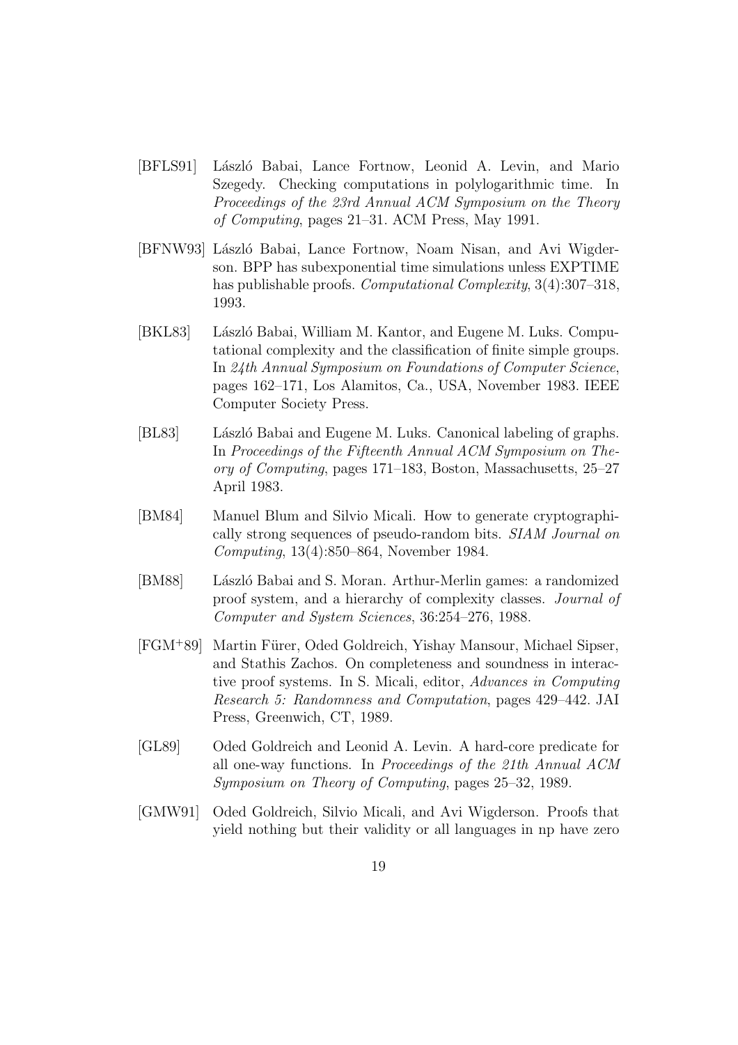[BFLS91] László Babai, Lance Fortnow, Leonid A. Levin, and Mario Szegedy. Checking computations in polylogarithmic time. In *Proceedings of the 23rd Annual ACM Symposium on the Theory of Computing*, pages 21–31. ACM Press, May 1991.

[BFNW93] László Babai, Lance Fortnow, Noam Nisan, and Avi Wigderson. BPP has subexponential time simulations unless EXPTIME has publishable proofs. *Computational Complexity*, 3(4):307–318, 1993.

[BKL83] László Babai, William M. Kantor, and Eugene M. Luks. Computational complexity and the classification of finite simple groups. In *24th Annual Symposium on Foundations of Computer Science*, pages 162–171, Los Alamitos, Ca., USA, November 1983. IEEE Computer Society Press.

[BL83] László Babai and Eugene M. Luks. Canonical labeling of graphs. In *Proceedings of the Fifteenth Annual ACM Symposium on Theory of Computing*, pages 171–183, Boston, Massachusetts, 25–27 April 1983.

[BM84] Manuel Blum and Silvio Micali. How to generate cryptographically strong sequences of pseudo-random bits. *SIAM Journal on Computing*, 13(4):850–864, November 1984.

[BM88] László Babai and S. Moran. Arthur-Merlin games: a randomized proof system, and a hierarchy of complexity classes. *Journal of Computer and System Sciences*, 36:254–276, 1988.

[FGM+89] Martin Fürer, Oded Goldreich, Yishay Mansour, Michael Sipser, and Stathis Zachos. On completeness and soundness in interactive proof systems. In S. Micali, editor, *Advances in Computing Research 5: Randomness and Computation*, pages 429–442. JAI Press, Greenwich, CT, 1989.

[GL89] Oded Goldreich and Leonid A. Levin. A hard-core predicate for all one-way functions. In *Proceedings of the 21th Annual ACM Symposium on Theory of Computing*, pages 25–32, 1989.

[GMW91] Oded Goldreich, Silvio Micali, and Avi Wigderson. Proofs that yield nothing but their validity or all languages in np have zero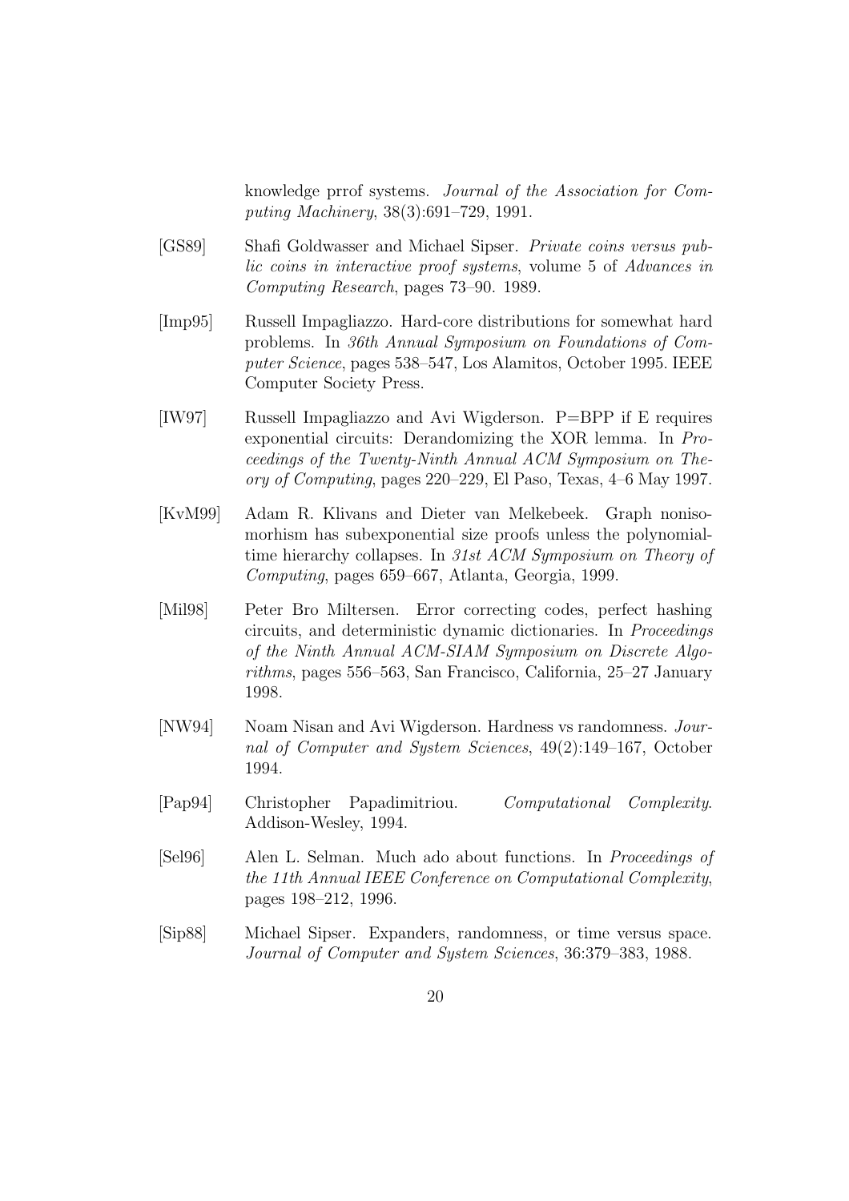knowledge prrof systems. *Journal of the Association for Computing Machinery*, 38(3):691–729, 1991.

[GS89] Shafi Goldwasser and Michael Sipser. *Private coins versus public coins in interactive proof systems*, volume 5 of *Advances in Computing Research*, pages 73–90. 1989.

[Imp95] Russell Impagliazzo. Hard-core distributions for somewhat hard problems. In *36th Annual Symposium on Foundations of Computer Science*, pages 538–547, Los Alamitos, October 1995. IEEE Computer Society Press.

[IW97] Russell Impagliazzo and Avi Wigderson. P=BPP if E requires exponential circuits: Derandomizing the XOR lemma. In *Proceedings of the Twenty-Ninth Annual ACM Symposium on Theory of Computing*, pages 220–229, El Paso, Texas, 4–6 May 1997.

[KvM99] Adam R. Klivans and Dieter van Melkebeek. Graph nonisomorhism has subexponential size proofs unless the polynomial-time hierarchy collapses. In *31st ACM Symposium on Theory of Computing*, pages 659–667, Atlanta, Georgia, 1999.

[Mil98] Peter Bro Miltersen. Error correcting codes, perfect hashing circuits, and deterministic dynamic dictionaries. In *Proceedings of the Ninth Annual ACM-SIAM Symposium on Discrete Algorithms*, pages 556–563, San Francisco, California, 25–27 January 1998.

[NW94] Noam Nisan and Avi Wigderson. Hardness vs randomness. *Journal of Computer and System Sciences*, 49(2):149–167, October 1994.

[Pap94] Christopher Papadimitriou. *Computational Complexity*. Addison-Wesley, 1994.

[Sel96] Alen L. Selman. Much ado about functions. In *Proceedings of the 11th Annual IEEE Conference on Computational Complexity*, pages 198–212, 1996.

[Sip88] Michael Sipser. Expanders, randomness, or time versus space. *Journal of Computer and System Sciences*, 36:379–383, 1988.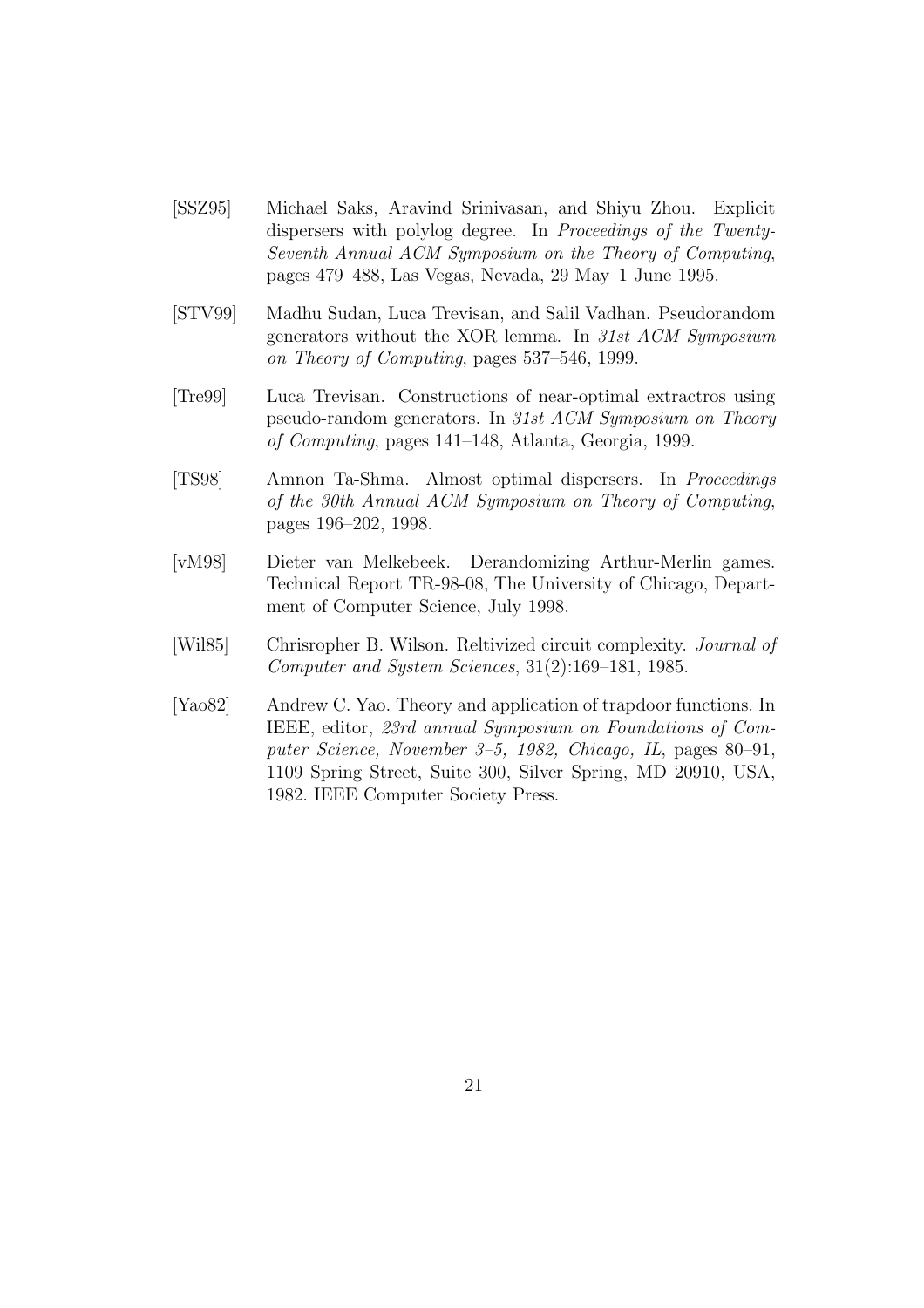[SSZ95] Michael Saks, Aravind Srinivasan, and Shiyu Zhou. Explicit dispersers with polylog degree. In *Proceedings of the Twenty-Seventh Annual ACM Symposium on the Theory of Computing*, pages 479–488, Las Vegas, Nevada, 29 May–1 June 1995.

[STV99] Madhu Sudan, Luca Trevisan, and Salil Vadhan. Pseudorandom generators without the XOR lemma. In *31st ACM Symposium on Theory of Computing*, pages 537–546, 1999.

[Tre99] Luca Trevisan. Constructions of near-optimal extractros using pseudo-random generators. In *31st ACM Symposium on Theory of Computing*, pages 141–148, Atlanta, Georgia, 1999.

[TS98] Amnon Ta-Shma. Almost optimal dispersers. In *Proceedings of the 30th Annual ACM Symposium on Theory of Computing*, pages 196–202, 1998.

[vM98] Dieter van Melkebeek. Derandomizing Arthur-Merlin games. Technical Report TR-98-08, The University of Chicago, Department of Computer Science, July 1998.

[Wil85] Chrisropher B. Wilson. Reltivized circuit complexity. *Journal of Computer and System Sciences*, 31(2):169–181, 1985.

[Yao82] Andrew C. Yao. Theory and application of trapdoor functions. In IEEE, editor, *23rd annual Symposium on Foundations of Computer Science, November 3–5, 1982, Chicago, IL*, pages 80–91, 1109 Spring Street, Suite 300, Silver Spring, MD 20910, USA, 1982. IEEE Computer Society Press.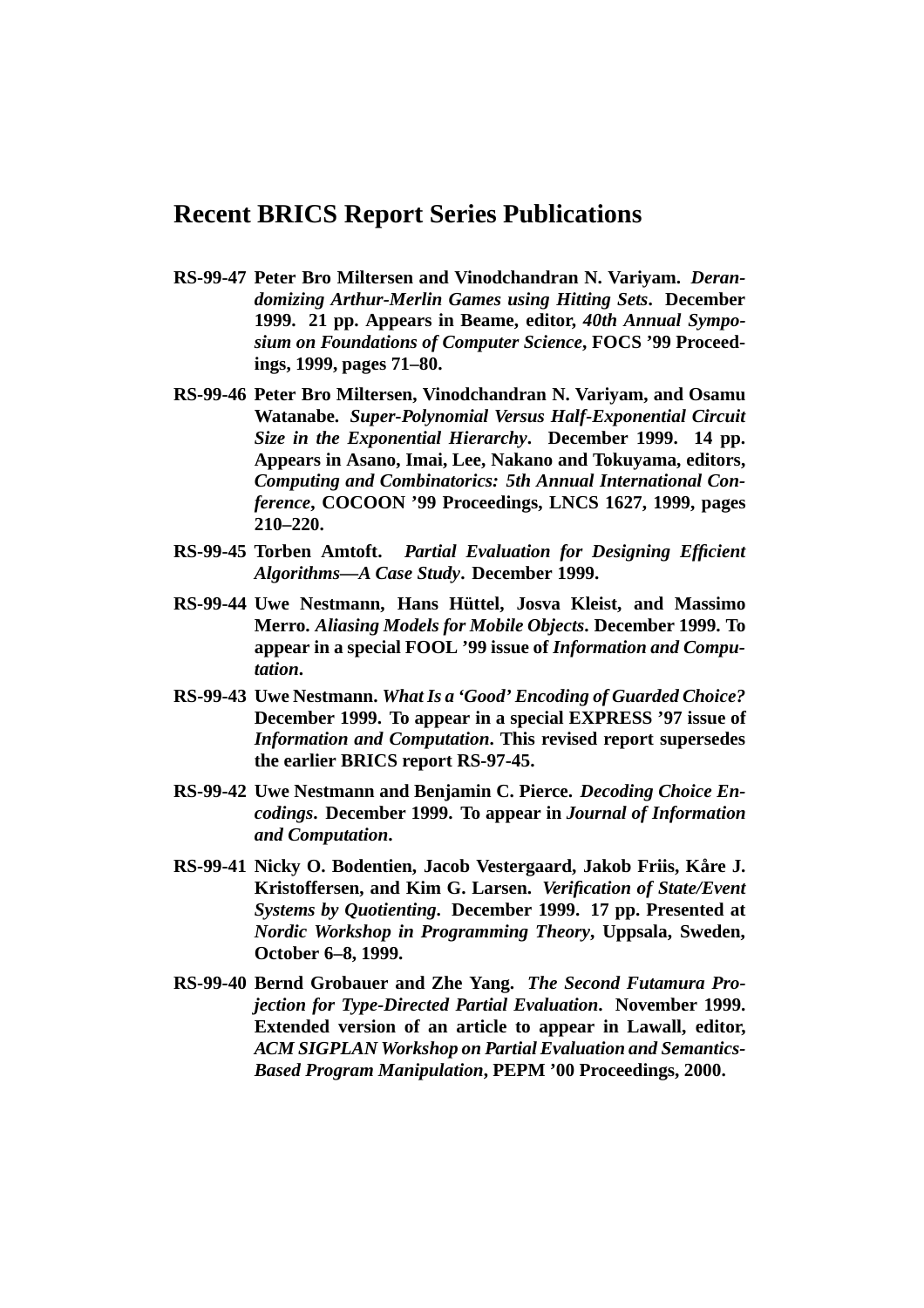## Recent BRICS Report Series Publications

**RS-99-47 Peter Bro Miltersen and Vinodchandran N. Variyam.** ***Derandomizing Arthur-Merlin Games using Hitting Sets*****. December 1999. 21 pp. Appears in Beame, editor,** ***40th Annual Symposium on Foundations of Computer Science*****, FOCS '99 Proceedings, 1999, pages 71–80.**

**RS-99-46 Peter Bro Miltersen, Vinodchandran N. Variyam, and Osamu Watanabe.** ***Super-Polynomial Versus Half-Exponential Circuit Size in the Exponential Hierarchy*****. December 1999. 14 pp. Appears in Asano, Imai, Lee, Nakano and Tokuyama, editors,** ***Computing and Combinatorics: 5th Annual International Conference*****, COCOON '99 Proceedings, LNCS 1627, 1999, pages 210–220.**

**RS-99-45 Torben Amtoft.** ***Partial Evaluation for Designing Efficient Algorithms—A Case Study*****. December 1999.**

**RS-99-44 Uwe Nestmann, Hans Hüttel, Josva Kleist, and Massimo Merro.** ***Aliasing Models for Mobile Objects*****. December 1999. To appear in a special FOOL '99 issue of** ***Information and Computation*****.**

**RS-99-43 Uwe Nestmann.** ***What Is a 'Good' Encoding of Guarded Choice?*** **December 1999. To appear in a special EXPRESS '97 issue of** ***Information and Computation*****. This revised report supersedes the earlier BRICS report RS-97-45.**

**RS-99-42 Uwe Nestmann and Benjamin C. Pierce.** ***Decoding Choice Encodings*****. December 1999. To appear in** ***Journal of Information and Computation*****.**

**RS-99-41 Nicky O. Bodentien, Jacob Vestergaard, Jakob Friis, Kåre J. Kristoffersen, and Kim G. Larsen.** ***Verification of State/Event Systems by Quotienting*****. December 1999. 17 pp. Presented at** ***Nordic Workshop in Programming Theory*****, Uppsala, Sweden, October 6–8, 1999.**

**RS-99-40 Bernd Grobauer and Zhe Yang.** ***The Second Futamura Projection for Type-Directed Partial Evaluation*****. November 1999. Extended version of an article to appear in Lawall, editor,** ***ACM SIGPLAN Workshop on Partial Evaluation and Semantics-Based Program Manipulation*****, PEPM '00 Proceedings, 2000.**